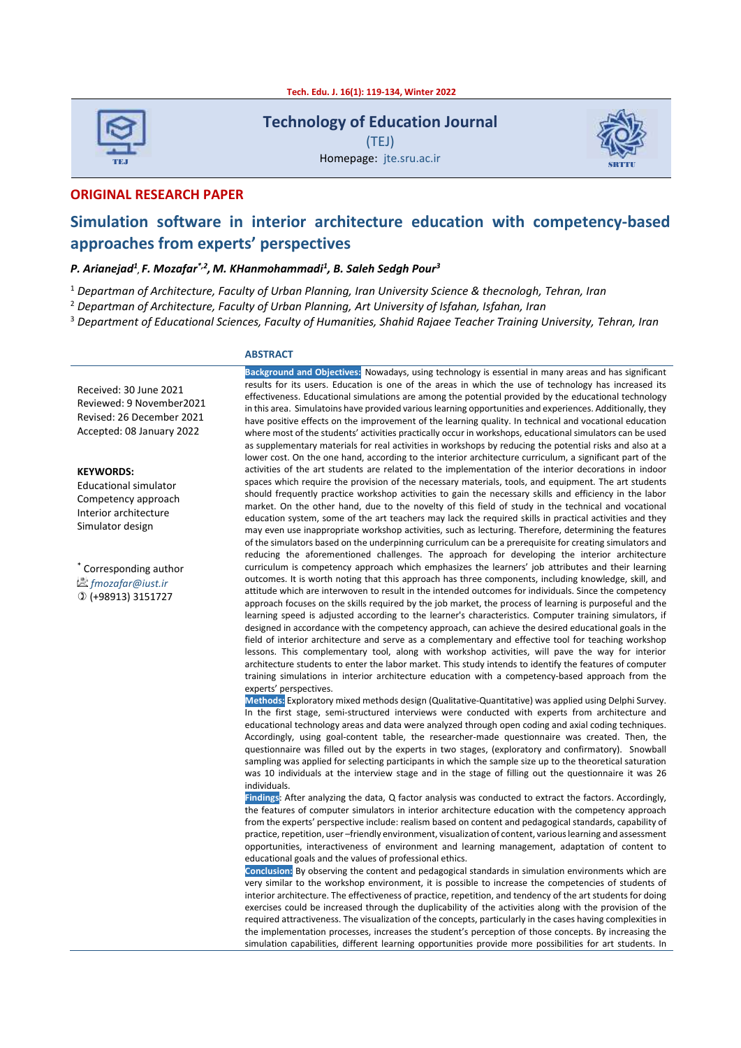Technology of Education Journal

(TEJ)

Homepage: jte.sru.ac.ir

**ORIGINAL RESEARCH PAPER**

# Simulation software in interior architecture education with competency-based approaches from experts' perspectives

***P. Arianejad[1], F. Mozafar[*,2], M. KHanmohammadi[1], B. Saleh Sedgh Pour[3]***

[1] *Departman of Architecture, Faculty of Urban Planning, Iran University Science & thecnologh, Tehran, Iran*

[2] *Departman of Architecture, Faculty of Urban Planning, Art University of Isfahan, Isfahan, Iran*

[3] *Department of Educational Sciences, Faculty of Humanities, Shahid Rajaee Teacher Training University, Tehran, Iran*

Received: 30 June 2021
Reviewed: 9 November2021
Revised: 26 December 2021
Accepted: 08 January 2022

**KEYWORDS:**
Educational simulator
Competency approach
Interior architecture
Simulator design

[*] Corresponding author
*fmozafar@iust.ir*
(+98913) 3151727

## ABSTRACT

**Background and Objectives:** Nowadays, using technology is essential in many areas and has significant results for its users. Education is one of the areas in which the use of technology has increased its effectiveness. Educational simulations are among the potential provided by the educational technology in this area. Simulatoins have provided various learning opportunities and experiences. Additionally, they have positive effects on the improvement of the learning quality. In technical and vocational education where most of the students' activities practically occur in workshops, educational simulators can be used as supplementary materials for real activities in workshops by reducing the potential risks and also at a lower cost. On the one hand, according to the interior architecture curriculum, a significant part of the activities of the art students are related to the implementation of the interior decorations in indoor spaces which require the provision of the necessary materials, tools, and equipment. The art students should frequently practice workshop activities to gain the necessary skills and efficiency in the labor market. On the other hand, due to the novelty of this field of study in the technical and vocational education system, some of the art teachers may lack the required skills in practical activities and they may even use inappropriate workshop activities, such as lecturing. Therefore, determining the features of the simulators based on the underpinning curriculum can be a prerequisite for creating simulators and reducing the aforementioned challenges. The approach for developing the interior architecture curriculum is competency approach which emphasizes the learners' job attributes and their learning outcomes. It is worth noting that this approach has three components, including knowledge, skill, and attitude which are interwoven to result in the intended outcomes for individuals. Since the competency approach focuses on the skills required by the job market, the process of learning is purposeful and the learning speed is adjusted according to the learner's characteristics. Computer training simulators, if designed in accordance with the competency approach, can achieve the desired educational goals in the field of interior architecture and serve as a complementary and effective tool for teaching workshop lessons. This complementary tool, along with workshop activities, will pave the way for interior architecture students to enter the labor market. This study intends to identify the features of computer training simulations in interior architecture education with a competency-based approach from the experts' perspectives.

**Methods:** Exploratory mixed methods design (Qualitative-Quantitative) was applied using Delphi Survey. In the first stage, semi-structured interviews were conducted with experts from architecture and educational technology areas and data were analyzed through open coding and axial coding techniques. Accordingly, using goal-content table, the researcher-made questionnaire was created. Then, the questionnaire was filled out by the experts in two stages, (exploratory and confirmatory). Snowball sampling was applied for selecting participants in which the sample size up to the theoretical saturation was 10 individuals at the interview stage and in the stage of filling out the questionnaire it was 26 individuals.

**Findings**: After analyzing the data, Q factor analysis was conducted to extract the factors. Accordingly, the features of computer simulators in interior architecture education with the competency approach from the experts' perspective include: realism based on content and pedagogical standards, capability of practice, repetition, user –friendly environment, visualization of content, various learning and assessment opportunities, interactiveness of environment and learning management, adaptation of content to educational goals and the values of professional ethics.

**Conclusion:** By observing the content and pedagogical standards in simulation environments which are very similar to the workshop environment, it is possible to increase the competencies of students of interior architecture. The effectiveness of practice, repetition, and tendency of the art students for doing exercises could be increased through the duplicability of the activities along with the provision of the required attractiveness. The visualization of the concepts, particularly in the cases having complexities in the implementation processes, increases the student's perception of those concepts. By increasing the simulation capabilities, different learning opportunities provide more possibilities for art students. In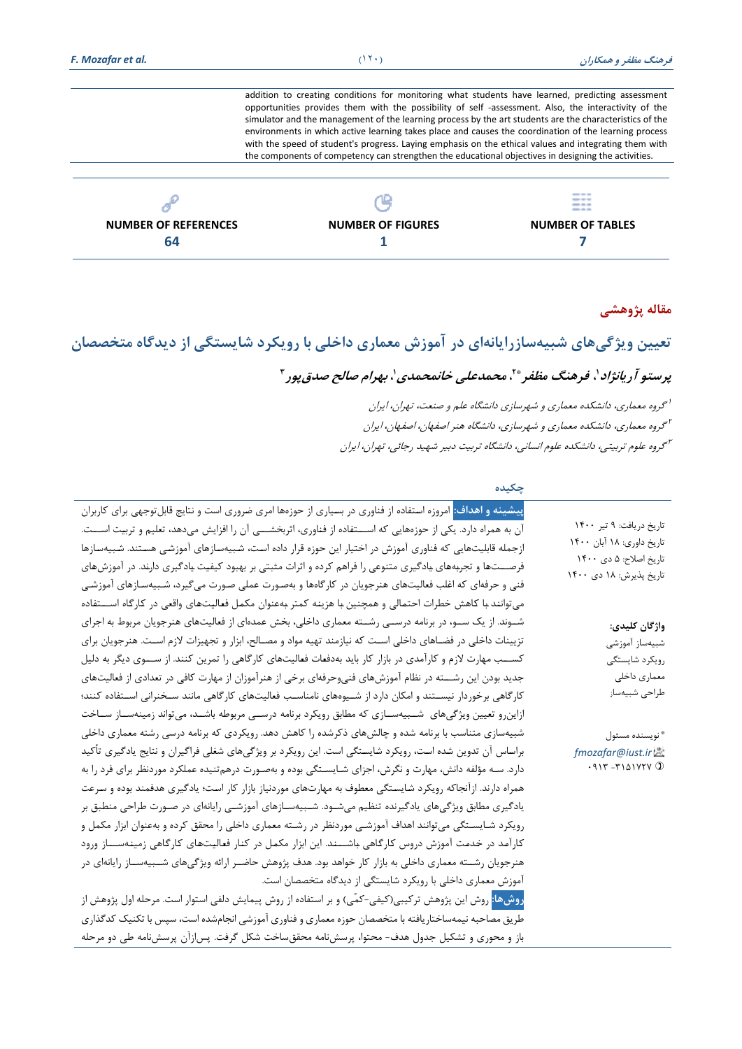addition to creating conditions for monitoring what students have learned, predicting assessment opportunities provides them with the possibility of self -assessment. Also, the interactivity of the simulator and the management of the learning process by the art students are the characteristics of the environments in which active learning takes place and causes the coordination of the learning process with the speed of student's progress. Laying emphasis on the ethical values and integrating them with the components of competency can strengthen the educational objectives in designing the activities.

| NUMBER OF REFERENCES | NUMBER OF FIGURES | NUMBER OF TABLES |
| --- | --- | --- |
| 64 | 1 | 7 |

**مقاله پژوهشی**

# تعیین ویژگی‌های شبیه‌سازرایانه‌ای در آموزش معماری داخلی با رویکرد شایستگی از دیدگاه متخصصان

**پرستو آریانژاد[۱]، فرهنگ مظفر*[۲]، محمدعلی خانمحمدی[۱]، بهرام صالح صدق‌پور[۳]**

[۱] گروه معماری، دانشکده معماری و شهرسازی دانشگاه علم و صنعت، تهران، ایران

[۲] گروه معماری، دانشکده معماری و شهرسازی، دانشگاه هنر اصفهان، اصفهان، ایران

[۳] گروه علوم تربیتی، دانشکده علوم انسانی، دانشگاه تربیت دبیر شهید رجائی، تهران، ایران

تاریخ دریافت: ۹ تیر ۱۴۰۰

تاریخ داوری: ۱۸ آبان ۱۴۰۰

تاریخ اصلاح: ۵ دی ۱۴۰۰

تاریخ پذیرش: ۱۸ دی ۱۴۰۰

**واژگان کلیدی:**

شبیه‌ساز آموزشی

رویکرد شایستگی

معماری داخلی

طراحی شبیه‌ساز

* نویسنده مسئول

fmozafar@iust.ir

۰۹۱۳ -۳۱۵۱۷۲۷

## چکیده

**پیشینه و اهداف:** امروزه استفاده از فناوری در بسیاری از حوزه‌ها امری ضروری است و نتایج قابل‌توجهی برای کاربران آن به همراه دارد. یکی از حوزه‌هایی که استفاده از فناوری، اثربخشی آن را افزایش می‌دهد، تعلیم و تربیت است. ازجمله قابلیت‌هایی که فناوری آموزش در اختیار این حوزه قرار داده است، شبیه‌سازهای آموزشی هستند. شبیه‌سازها فرصت‌ها و تجربه‌های یادگیری متنوعی را فراهم کرده و اثرات مثبتی بر بهبود کیفیت یادگیری دارند. در آموزش‌های فنی و حرفه‌ای که اغلب فعالیت‌های هنرجویان در کارگاه‌ها و به‌صورت عملی صورت می‌گیرد، شبیه‌سازهای آموزشی می‌توانند با کاهش خطرات احتمالی و همچنین با هزینه کمتر به‌عنوان مکمل فعالیت‌های واقعی در کارگاه استفاده شوند. از یک سو، در برنامه درسی رشته معماری داخلی، بخش عمده‌ای از فعالیت‌های هنرجویان مربوط به اجرای تزیینات داخلی در فضاهای داخلی است که نیازمند تهیه مواد و مصالح، ابزار و تجهیزات لازم است. هنرجویان برای کسب مهارت لازم و کارآمدی در بازار کار باید به‌دفعات فعالیت‌های کارگاهی را تمرین کنند. از سوی دیگر به دلیل جدید بودن این رشته در نظام آموزش‌های فنی‌وحرفه‌ای برخی از هنرآموزان از مهارت کافی در تعدادی از فعالیت‌های کارگاهی برخوردار نیستند و امکان دارد از شیوه‌های نامناسب فعالیت‌های کارگاهی مانند سخنرانی استفاده کنند؛ ازاین‌رو تعیین ویژگی‌های شبیه‌سازی که مطابق رویکرد برنامه درسی مربوطه باشد، می‌تواند زمینه‌ساز ساخت شبیه‌سازی متناسب با برنامه شده و چالش‌های ذکرشده را کاهش دهد. رویکردی که برنامه درسی رشته معماری داخلی براساس آن تدوین شده است، رویکرد شایستگی است. این رویکرد بر ویژگی‌های شغلی فراگیران و نتایج یادگیری تأکید دارد. سه مؤلفه دانش، مهارت و نگرش، اجزای شایستگی بوده و به‌صورت درهم‌تنیده عملکرد موردنظر برای فرد را به همراه دارند. ازآنجاکه رویکرد شایستگی معطوف به مهارت‌های موردنیاز بازار کار است؛ یادگیری هدفمند بوده و سرعت یادگیری مطابق ویژگی‌های یادگیرنده تنظیم می‌شود. شبیه‌سازهای آموزشی رایانه‌ای در صورت طراحی منطبق بر رویکرد شایستگی می‌توانند اهداف آموزشی موردنظر در رشته معماری داخلی را محقق کرده و به‌عنوان ابزار مکمل و کارآمد در خدمت آموزش دروس کارگاهی باشند. این ابزار مکمل در کنار فعالیت‌های کارگاهی زمینه‌ساز ورود هنرجویان رشته معماری داخلی به بازار کار خواهد بود. هدف پژوهش حاضر ارائه ویژگی‌های شبیه‌ساز رایانه‌ای در آموزش معماری داخلی با رویکرد شایستگی از دیدگاه متخصصان است.

**روش‌ها:** روش این پژوهش ترکیبی(کیفی-کمّی) و بر استفاده از روش پیمایش دلفی استوار است. مرحله اول پژوهش از طریق مصاحبه نیمه‌ساختاریافته با متخصصان حوزه معماری و فناوری آموزشی انجام‌شده است، سپس با تکنیک کدگذاری باز و محوری و تشکیل جدول هدف- محتوا، پرسش‌نامه محقق‌ساخت شکل گرفت. پس‌ازآن پرسش‌نامه طی دو مرحله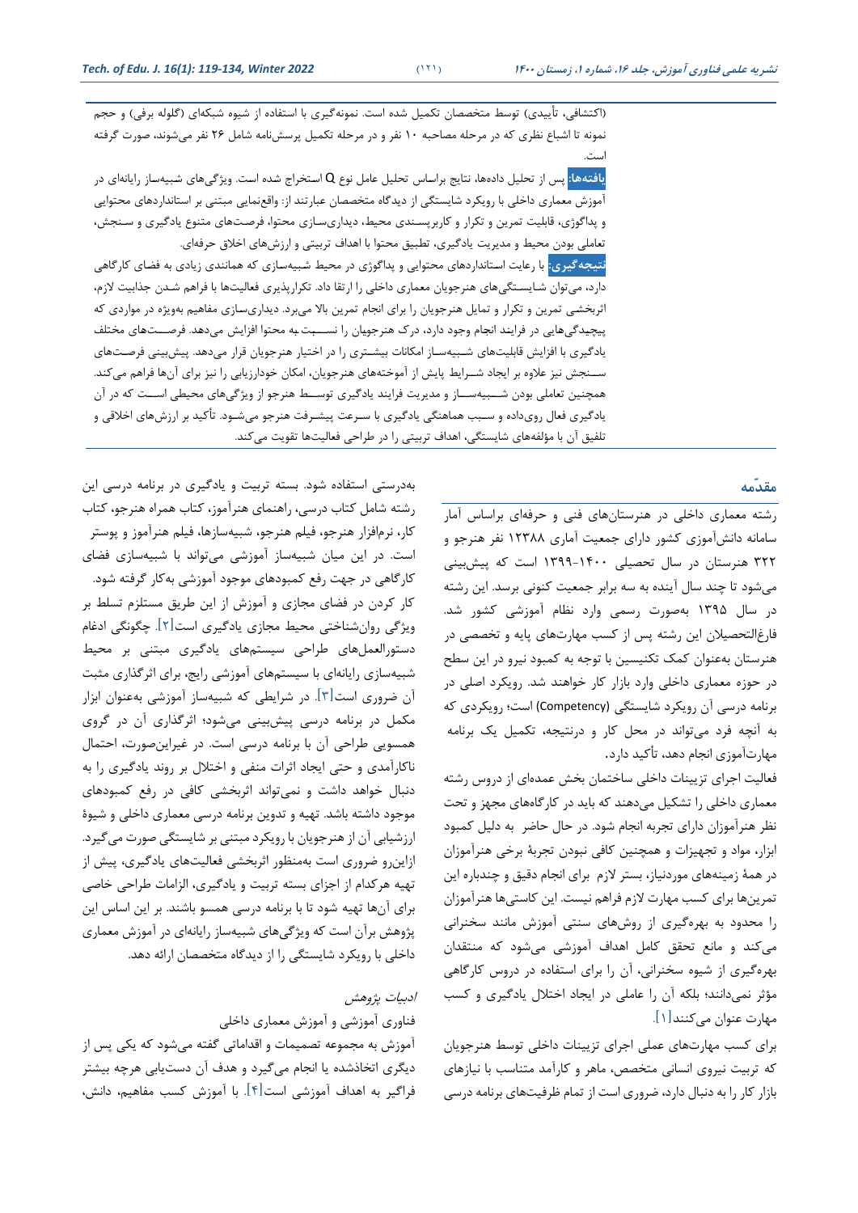(اکتشافی، تأییدی) توسط متخصصان تکمیل شده است. نمونه‌گیری با استفاده از شیوه شبکه‌ای (گلوله برفی) و حجم نمونه تا اشباع نظری که در مرحله مصاحبه ۱۰ نفر و در مرحله تکمیل پرسش‌نامه شامل ۲۶ نفر می‌شوند، صورت گرفته است.

**یافته‌ها:** پس از تحلیل داده‌ها، نتایج براساس تحلیل عامل نوع Q استخراج شده است. ویژگی‌های شبیه‌ساز رایانه‌ای در آموزش معماری داخلی با رویکرد شایستگی از دیدگاه متخصصان عبارتند از: واقع‌نمایی مبتنی بر استانداردهای محتوایی و پداگوژی، قابلیت تمرین و تکرار و کاربرپسندی محیط، دیداری‌سازی محتوا، فرصت‌های متنوع یادگیری و سنجش، تعاملی بودن محیط و مدیریت یادگیری، تطبیق محتوا با اهداف تربیتی و ارزش‌های اخلاق حرفه‌ای.

**نتیجه‌گیری:** با رعایت استانداردهای محتوایی و پداگوژی در محیط شبیه‌سازی که همانندی زیادی به فضای کارگاهی دارد، می‌توان شایستگی‌های هنرجویان معماری داخلی را ارتقا داد. تکرارپذیری فعالیت‌ها با فراهم شدن جذابیت لازم، اثربخشی تمرین و تکرار و تمایل هنرجویان را برای انجام تمرین بالا می‌برد. دیداری‌سازی مفاهیم به‌ویژه در مواردی که پیچیدگی‌هایی در فرایند انجام وجود دارد، درک هنرجویان را نسبت به محتوا افزایش می‌دهد. فرصت‌های مختلف یادگیری با افزایش قابلیت‌های شبیه‌ساز امکانات بیشتری را در اختیار هنرجویان قرار می‌دهد. پیش‌بینی فرصت‌های سنجش نیز علاوه بر ایجاد شرایط پایش از آموخته‌های هنرجویان، امکان خودارزیابی را نیز برای آن‌ها فراهم می‌کند. همچنین تعاملی بودن شبیه‌ساز و مدیریت فرایند یادگیری توسط هنرجو از ویژگی‌های محیطی است که در آن یادگیری فعال روی‌داده و سبب هماهنگی یادگیری با سرعت پیشرفت هنرجو می‌شود. تأکید بر ارزش‌های اخلاقی و تلفیق آن با مؤلفه‌های شایستگی، اهداف تربیتی را در طراحی فعالیت‌ها تقویت می‌کند.

## مقدّمه

رشته معماری داخلی در هنرستان‌های فنی و حرفه‌ای براساس آمار سامانه دانش‌آموزی کشور دارای جمعیت آماری ۱۲۳۸۸ نفر هنرجو و ۳۲۲ هنرستان در سال تحصیلی ۱۴۰۰-۱۳۹۹ است که پیش‌بینی می‌شود تا چند سال آینده به سه برابر جمعیت کنونی برسد. این رشته در سال ۱۳۹۵ به‌صورت رسمی وارد نظام آموزشی کشور شد. فارغ‌التحصیلان این رشته پس از کسب مهارت‌های پایه و تخصصی در هنرستان به‌عنوان کمک تکنیسین با توجه به کمبود نیرو در این سطح در حوزه معماری داخلی وارد بازار کار خواهند شد. رویکرد اصلی در برنامه درسی آن رویکرد شایستگی (Competency) است؛ رویکردی که به آنچه فرد می‌تواند در محل کار و درنتیجه، تکمیل یک برنامه مهارت‌آموزی انجام دهد، تأکید دارد.

فعالیت اجرای تزیینات داخلی ساختمان بخش عمده‌ای از دروس رشته معماری داخلی را تشکیل می‌دهند که باید در کارگاه‌های مجهز و تحت نظر هنرآموزان دارای تجربه انجام شود. در حال حاضر به دلیل کمبود ابزار، مواد و تجهیزات و همچنین کافی نبودن تجربهٔ برخی هنرآموزان در همهٔ زمینه‌های موردنیاز، بستر لازم برای انجام دقیق و چندباره این تمرین‌ها برای کسب مهارت لازم فراهم نیست. این کاستی‌ها هنرآموزان را محدود به بهره‌گیری از روش‌های سنتی آموزش مانند سخنرانی می‌کند و مانع تحقق کامل اهداف آموزشی می‌شود که منتقدان بهره‌گیری از شیوه سخنرانی، آن را برای استفاده در دروس کارگاهی مؤثر نمی‌دانند؛ بلکه آن را عاملی در ایجاد اختلال یادگیری و کسب مهارت عنوان می‌کنند[1].

برای کسب مهارت‌های عملی اجرای تزیینات داخلی توسط هنرجویان که تربیت نیروی انسانی متخصص، ماهر و کارآمد متناسب با نیازهای بازار کار را به دنبال دارد، ضروری است از تمام ظرفیت‌های برنامه درسی به‌درستی استفاده شود. بسته تربیت و یادگیری در برنامه درسی این رشته شامل کتاب درسی، راهنمای هنرآموز، کتاب همراه هنرجو، کتاب کار، نرم‌افزار هنرجو، فیلم هنرجو، شبیه‌سازها، فیلم هنرآموز و پوستر است. در این میان شبیه‌ساز آموزشی می‌تواند با شبیه‌سازی فضای کارگاهی در جهت رفع کمبودهای موجود آموزشی به‌کار گرفته شود. کار کردن در فضای مجازی و آموزش از این طریق مستلزم تسلط بر ویژگی روان‌شناختی محیط مجازی یادگیری است[2]. چگونگی ادغام دستورالعمل‌های طراحی سیستم‌های یادگیری مبتنی بر محیط شبیه‌سازی رایانه‌ای با سیستم‌های آموزشی رایج، برای اثرگذاری مثبت آن ضروری است[3]. در شرایطی که شبیه‌ساز آموزشی به‌عنوان ابزار مکمل در برنامه درسی پیش‌بینی می‌شود؛ اثرگذاری آن در گروی همسویی طراحی آن با برنامه درسی است. در غیراین‌صورت، احتمال ناکارآمدی و حتی ایجاد اثرات منفی و اختلال بر روند یادگیری را به دنبال خواهد داشت و نمی‌تواند اثربخشی کافی در رفع کمبودهای موجود داشته باشد. تهیه و تدوین برنامه درسی معماری داخلی و شیوهٔ ارزشیابی آن از هنرجویان با رویکرد مبتنی بر شایستگی صورت می‌گیرد. ازاین‌رو ضروری است به‌منظور اثربخشی فعالیت‌های یادگیری، پیش از تهیه هرکدام از اجزای بسته تربیت و یادگیری، الزامات طراحی خاصی برای آن‌ها تهیه شود تا با برنامه درسی همسو باشند. بر این اساس این پژوهش برآن است که ویژگی‌های شبیه‌ساز رایانه‌ای در آموزش معماری داخلی با رویکرد شایستگی را از دیدگاه متخصصان ارائه دهد.

### *ادبیات پژوهش*

فناوری آموزشی و آموزش معماری داخلی

آموزش به مجموعه تصمیمات و اقداماتی گفته می‌شود که یکی پس از دیگری اتخاذشده یا انجام می‌گیرد و هدف آن دستیابی هرچه بیشتر فراگیر به اهداف آموزشی است[4]. با آموزش کسب مفاهیم، دانش،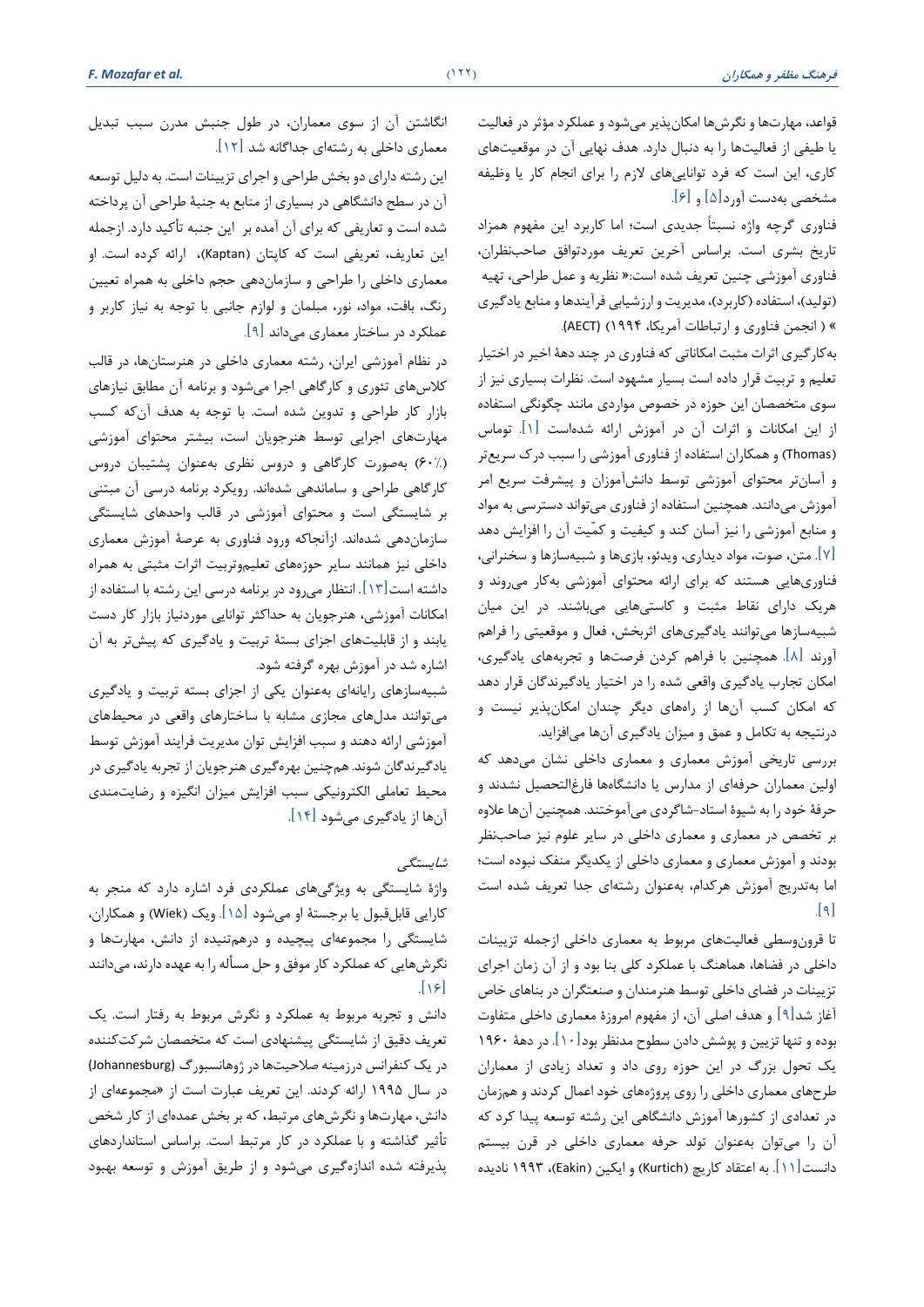قواعد، مهارت‌ها و نگرش‌ها امکان‌پذیر می‌شود و عملکرد مؤثر در فعالیت یا طیفی از فعالیت‌ها را به دنبال دارد. هدف نهایی آن در موقعیت‌های کاری، این است که فرد توانایی‌های لازم را برای انجام کار یا وظیفه مشخصی به‌دست آورد[۵] و [۶].

فناوری گرچه واژه نسبتاً جدیدی است؛ اما کاربرد این مفهوم همزاد تاریخ بشری است. براساس آخرین تعریف موردتوافق صاحب‌نظران، فناوری آموزشی چنین تعریف شده است:« نظریه و عمل طراحی، تهیه (تولید)، استفاده (کاربرد)، مدیریت و ارزشیابی فرآیندها و منابع یادگیری » ( انجمن فناوری و ارتباطات آمریکا، ۱۹۹۴) (AECT).

به‌کارگیری اثرات مثبت امکاناتی که فناوری در چند دههٔ اخیر در اختیار تعلیم و تربیت قرار داده است بسیار مشهود است. نظرات بسیاری نیز از سوی متخصصان این حوزه در خصوص مواردی مانند چگونگی استفاده از این امکانات و اثرات آن در آموزش ارائه شده‌است [۱]. توماس (Thomas) و همکاران استفاده از فناوری آموزشی را سبب درک سریع‌تر و آسان‌تر محتوای آموزشی توسط دانش‌آموزان و پیشرفت سریع امر آموزش می‌دانند. همچنین استفاده از فناوری می‌تواند دسترسی به مواد و منابع آموزشی را نیز آسان کند و کیفیت و کمّیت آن را افزایش دهد [۷]. متن، صوت، مواد دیداری، ویدئو، بازی‌ها و شبیه‌سازها و سخنرانی، فناوری‌هایی هستند که برای ارائه محتوای آموزشی به‌کار می‌روند و هریک دارای نقاط مثبت و کاستی‌هایی می‌باشند. در این میان شبیه‌سازها می‌توانند یادگیری‌های اثربخش، فعال و موقعیتی را فراهم آورند [۸]. همچنین با فراهم کردن فرصت‌ها و تجربه‌های یادگیری، امکان تجارب یادگیری واقعی شده را در اختیار یادگیرندگان قرار دهد که امکان کسب آن‌ها از راه‌های دیگر چندان امکان‌پذیر نیست و درنتیجه به تکامل و عمق و میزان یادگیری آن‌ها می‌افزاید.

بررسی تاریخی آموزش معماری و معماری داخلی نشان می‌دهد که اولین معماران حرفه‌ای از مدارس یا دانشگاه‌ها فارغ‌التحصیل نشدند و حرفهٔ خود را به شیوهٔ استاد-شاگردی می‌آموختند. همچنین آن‌ها علاوه بر تخصص در معماری و معماری داخلی در سایر علوم نیز صاحب‌نظر بودند و آموزش معماری و معماری داخلی از یکدیگر منفک نبوده است؛ اما به‌تدریج آموزش هرکدام، به‌عنوان رشته‌ای جدا تعریف شده است [۹].

تا قرون‌وسطی فعالیت‌های مربوط به معماری داخلی ازجمله تزیینات داخلی در فضاها، هماهنگ با عملکرد کلی بنا بود و از آن زمان اجرای تزیینات در فضای داخلی توسط هنرمندان و صنعتگران در بناهای خاص آغاز شد[۹] و هدف اصلی آن، از مفهوم امروزهٔ معماری داخلی متفاوت بوده و تنها تزیین و پوشش دادن سطوح مدنظر بود[۱۰]. در دههٔ ۱۹۶۰ یک تحول بزرگ در این حوزه روی داد و تعداد زیادی از معماران طرح‌های معماری داخلی را روی پروژه‌های خود اعمال کردند و هم‌زمان در تعدادی از کشورها آموزش دانشگاهی این رشته توسعه پیدا کرد که آن را می‌توان به‌عنوان تولد حرفه معماری داخلی در قرن بیستم دانست[۱۱]. به اعتقاد کاریچ (Kurtich) و ایکین (Eakin)، ۱۹۹۳ نادیده انگاشتن آن از سوی معماران، در طول جنبش مدرن سبب تبدیل معماری داخلی به رشته‌ای جداگانه شد [۱۲].

این رشته دارای دو بخش طراحی و اجرای تزیینات است. به دلیل توسعه آن در سطح دانشگاهی در بسیاری از منابع به جنبهٔ طراحی آن پرداخته شده است و تعاریفی که برای آن آمده بر این جنبه تأکید دارد. ازجمله این تعاریف، تعریفی است که کاپتان (Kaptan)، ارائه کرده است. او معماری داخلی را طراحی و سازمان‌دهی حجم داخلی به همراه تعیین رنگ، بافت، مواد، نور، مبلمان و لوازم جانبی با توجه به نیاز کاربر و عملکرد در ساختار معماری می‌داند [۹].

در نظام آموزشی ایران، رشته معماری داخلی در هنرستان‌ها، در قالب کلاس‌های تئوری و کارگاهی اجرا می‌شود و برنامه آن مطابق نیازهای بازار کار طراحی و تدوین شده است. با توجه به هدف آن‌که کسب مهارت‌های اجرایی توسط هنرجویان است، بیشتر محتوای آموزشی (٪۶۰) به‌صورت کارگاهی و دروس نظری به‌عنوان پشتیبان دروس کارگاهی طراحی و ساماندهی شده‌اند. رویکرد برنامه درسی آن مبتنی بر شایستگی است و محتوای آموزشی در قالب واحدهای شایستگی سازمان‌دهی شده‌اند. ازآنجاکه ورود فناوری به عرصهٔ آموزش معماری داخلی نیز همانند سایر حوزه‌های تعلیم‌وتربیت اثرات مثبتی به همراه داشته است[۱۳]. انتظار می‌رود در برنامه درسی این رشته با استفاده از امکانات آموزشی، هنرجویان به حداکثر توانایی موردنیاز بازار کار دست یابند و از قابلیت‌های اجزای بستهٔ تربیت و یادگیری که پیش‌تر به آن اشاره شد در آموزش بهره گرفته شود.

شبیه‌سازهای رایانه‌ای به‌عنوان یکی از اجزای بسته تربیت و یادگیری می‌توانند مدل‌های مجازی مشابه با ساختارهای واقعی در محیط‌های آموزشی ارائه دهند و سبب افزایش توان مدیریت فرایند آموزش توسط یادگیرندگان شوند. هم‌چنین بهره‌گیری هنرجویان از تجربه یادگیری در محیط تعاملی الکترونیکی سبب افزایش میزان انگیزه و رضایت‌مندی آن‌ها از یادگیری می‌شود [۱۴].

*شایستگی*

واژهٔ شایستگی به ویژگی‌های عملکردی فرد اشاره دارد که منجر به کارایی قابل‌قبول یا برجستهٔ او می‌شود [۱۵]. ویک (Wiek) و همکاران، شایستگی را مجموعه‌ای پیچیده و درهم‌تنیده از دانش، مهارت‌ها و نگرش‌هایی که عملکرد کار موفق و حل مسأله را به عهده دارند، می‌دانند [۱۶].

دانش و تجربه مربوط به عملکرد و نگرش مربوط به رفتار است. یک تعریف دقیق از شایستگی پیشنهادی است که متخصصان شرکت‌کننده در یک کنفرانس درزمینه صلاحیت‌ها در ژوهانسبورگ (Johannesburg) در سال ۱۹۹۵ ارائه کردند. این تعریف عبارت است از «مجموعه‌ای از دانش، مهارت‌ها و نگرش‌های مرتبط، که بر بخش عمده‌ای از کار شخص تأثیر گذاشته و با عملکرد در کار مرتبط است. براساس استانداردهای پذیرفته شده اندازه‌گیری می‌شود و از طریق آموزش و توسعه بهبود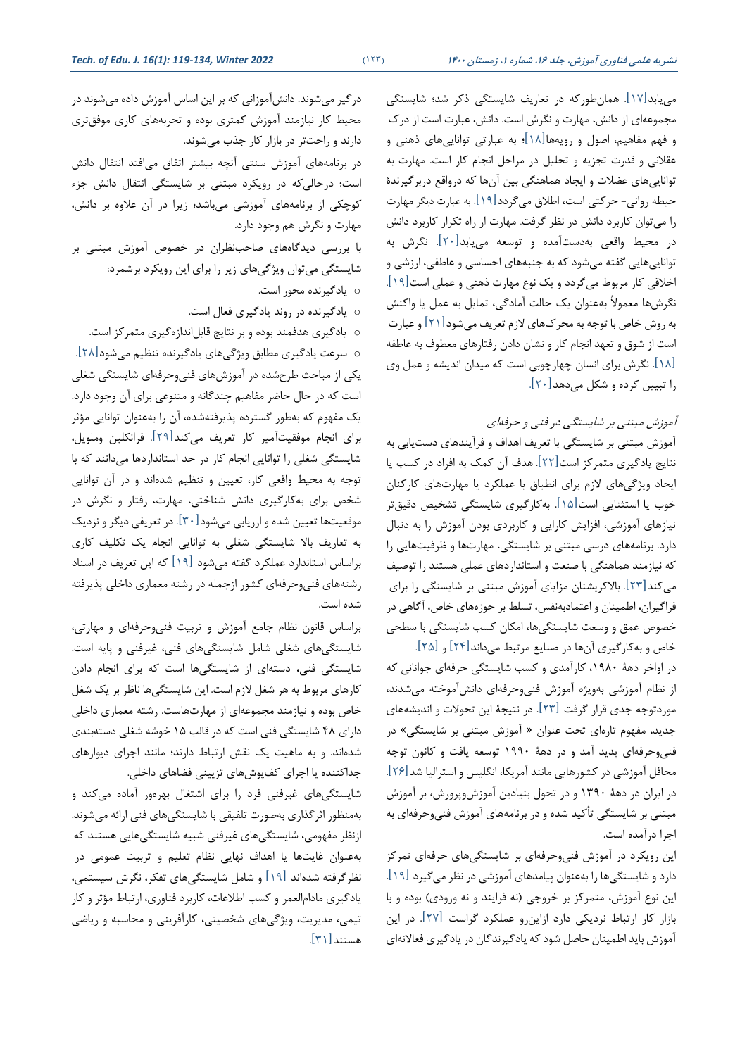می‌یابد[۱۷]. همان‌طورکه در تعاریف شایستگی ذکر شد؛ شایستگی مجموعه‌ای از دانش، مهارت و نگرش است. دانش، عبارت است از درک و فهم مفاهیم، اصول و رویه‌ها[۱۸]؛ به عبارتی توانایی‌های ذهنی و عقلانی و قدرت تجزیه و تحلیل در مراحل انجام کار است. مهارت به توانایی‌های عضلات و ایجاد هماهنگی بین آن‌ها که درواقع دربرگیرندهٔ حیطه روانی- حرکتی است، اطلاق می‌گردد[۱۹]. به عبارت دیگر مهارت را می‌توان کاربرد دانش در نظر گرفت. مهارت از راه تکرار کاربرد دانش در محیط واقعی به‌دست‌آمده و توسعه می‌یابد[۲۰]. نگرش به توانایی‌هایی گفته می‌شود که به جنبه‌های احساسی و عاطفی، ارزشی و اخلاقی کار مربوط می‌گردد و یک نوع مهارت ذهنی و عملی است[۱۹]. نگرش‌ها معمولاً به‌عنوان یک حالت آمادگی، تمایل به عمل یا واکنش به روش خاص با توجه به محرک‌های لازم تعریف می‌شود[۲۱] و عبارت است از شوق و تعهد انجام کار و نشان دادن رفتارهای معطوف به عاطفه [۱۸]. نگرش برای انسان چهارچوبی است که میدان اندیشه و عمل وی را تبیین کرده و شکل می‌دهد[۲۰].

*آموزش مبتنی بر شایستگی در فنی و حرفه‌ای*

آموزش مبتنی بر شایستگی با تعریف اهداف و فرآیندهای دست‌یابی به نتایج یادگیری متمرکز است[۲۲]. هدف آن کمک به افراد در کسب یا ایجاد ویژگی‌های لازم برای انطباق با عملکرد یا مهارت‌های کارکنان خوب یا استثنایی است[۱۵]. به‌کارگیری شایستگی تشخیص دقیق‌تر نیازهای آموزشی، افزایش کارایی و کاربردی بودن آموزش را به دنبال دارد. برنامه‌های درسی مبتنی بر شایستگی، مهارت‌ها و ظرفیت‌هایی را که نیازمند هماهنگی با صنعت و استانداردهای عملی هستند را توصیف می‌کند[۲۳]. بالاکریشنان مزایای آموزش مبتنی بر شایستگی را برای فراگیران، اطمینان و اعتمادبه‌نفس، تسلط بر حوزه‌های خاص، آگاهی در خصوص عمق و وسعت شایستگی‌ها، امکان کسب شایستگی با سطحی خاص و به‌کارگیری آن‌ها در صنایع مرتبط می‌داند[۲۴] و [۲۵].

در اواخر دههٔ ۱۹۸۰، کارآمدی و کسب شایستگی حرفه‌ای جوانانی که از نظام آموزشی به‌ویژه آموزش فنی‌وحرفه‌ای دانش‌آموخته می‌شدند، موردتوجه جدی قرار گرفت [۲۳]. در نتیجهٔ این تحولات و اندیشه‌های جدید، مفهوم تازه‌ای تحت عنوان « آموزش مبتنی بر شایستگی» در فنی‌وحرفه‌ای پدید آمد و در دههٔ ۱۹۹۰ توسعه یافت و کانون توجه محافل آموزشی در کشورهایی مانند آمریکا، انگلیس و استرالیا شد[۲۶]. در ایران در دههٔ ۱۳۹۰ و در تحول بنیادین آموزش‌وپرورش، بر آموزش مبتنی بر شایستگی تأکید شده و در برنامه‌های آموزش فنی‌وحرفه‌ای به اجرا درآمده است.

این رویکرد در آموزش فنی‌وحرفه‌ای بر شایستگی‌های حرفه‌ای تمرکز دارد و شایستگی‌ها را به‌عنوان پیامدهای آموزشی در نظر می‌گیرد [۱۹]. این نوع آموزش، متمرکز بر خروجی (نه فرایند و نه ورودی) بوده و با بازار کار ارتباط نزدیکی دارد ازاین‌رو عملکرد گراست [۲۷]. در این آموزش باید اطمینان حاصل شود که یادگیرندگان در یادگیری فعالانه‌ای درگیر می‌شوند. دانش‌آموزانی که بر این اساس آموزش داده می‌شوند در محیط کار نیازمند آموزش کمتری بوده و تجربه‌های کاری موفق‌تری دارند و راحت‌تر در بازار کار جذب می‌شوند.

در برنامه‌های آموزش سنتی آنچه بیشتر اتفاق می‌افتد انتقال دانش است؛ درحالی‌که در رویکرد مبتنی بر شایستگی انتقال دانش جزء کوچکی از برنامه‌های آموزشی می‌باشد؛ زیرا در آن علاوه بر دانش، مهارت و نگرش هم وجود دارد.

با بررسی دیدگاه‌های صاحب‌نظران در خصوص آموزش مبتنی بر شایستگی می‌توان ویژگی‌های زیر را برای این رویکرد برشمرد:

- یادگیرنده محور است.
- یادگیرنده در روند یادگیری فعال است.
- یادگیری هدفمند بوده و بر نتایج قابل‌اندازه‌گیری متمرکز است.
- سرعت یادگیری مطابق ویژگی‌های یادگیرنده تنظیم می‌شود[۲۸].

یکی از مباحث طرح‌شده در آموزش‌های فنی‌وحرفه‌ای شایستگی شغلی است که در حال حاضر مفاهیم چندگانه و متنوعی برای آن وجود دارد. یک مفهوم که به‌طور گسترده پذیرفته‌شده، آن را به‌عنوان توانایی مؤثر برای انجام موفقیت‌آمیز کار تعریف می‌کند[۲۹]. فرانکلین وملویل، شایستگی شغلی را توانایی انجام کار در حد استانداردها می‌دانند که با توجه به محیط واقعی کار، تعیین و تنظیم شده‌اند و در آن توانایی شخص برای به‌کارگیری دانش شناختی، مهارت، رفتار و نگرش در موقعیت‌ها تعیین شده و ارزیابی می‌شود[۳۰]. در تعریفی دیگر و نزدیک به تعاریف بالا شایستگی شغلی به توانایی انجام یک تکلیف کاری براساس استاندارد عملکرد گفته می‌شود [۱۹] که این تعریف در اسناد رشته‌های فنی‌وحرفه‌ای کشور ازجمله در رشته معماری داخلی پذیرفته شده است.

براساس قانون نظام جامع آموزش و تربیت فنی‌وحرفه‌ای و مهارتی، شایستگی‌های شغلی شامل شایستگی‌های فنی، غیرفنی و پایه است. شایستگی فنی، دسته‌ای از شایستگی‌ها است که برای انجام دادن کارهای مربوط به هر شغل لازم است. این شایستگی‌ها ناظر بر یک شغل خاص بوده و نیازمند مجموعه‌ای از مهارت‌هاست. رشته معماری داخلی دارای ۴۸ شایستگی فنی است که در قالب ۱۵ خوشه شغلی دسته‌بندی شده‌اند. و به ماهیت یک نقش ارتباط دارند؛ مانند اجرای دیوارهای جداکننده یا اجرای کف‌پوش‌های تزیینی فضاهای داخلی.

شایستگی‌های غیرفنی فرد را برای اشتغال بهره‌ور آماده می‌کند و به‌منظور اثرگذاری به‌صورت تلفیقی با شایستگی‌های فنی ارائه می‌شوند. ازنظر مفهومی، شایستگی‌های غیرفنی شبیه شایستگی‌هایی هستند که به‌عنوان غایت‌ها یا اهداف نهایی نظام تعلیم و تربیت عمومی در نظرگرفته شده‌اند [۱۹] و شامل شایستگی‌های تفکر، نگرش سیستمی، یادگیری مادام‌العمر و کسب اطلاعات، کاربرد فناوری، ارتباط مؤثر و کار تیمی، مدیریت، ویژگی‌های شخصیتی، کارآفرینی و محاسبه و ریاضی هستند[۳۱].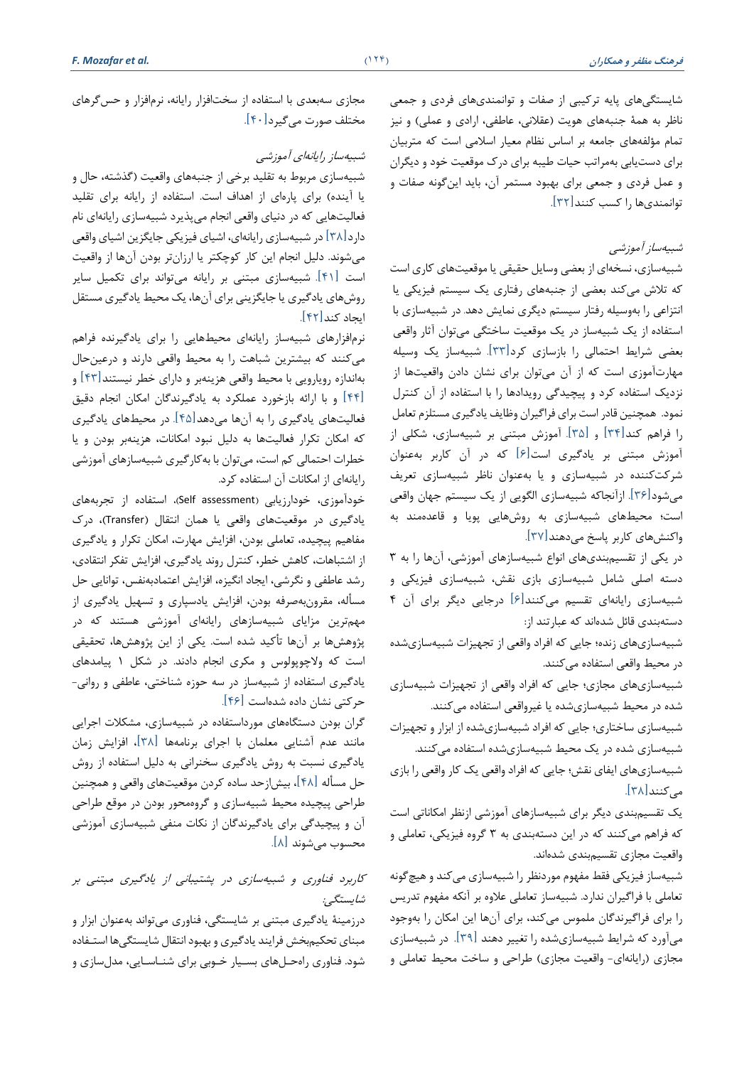شایستگی‌های پایه ترکیبی از صفات و توانمندی‌های فردی و جمعی ناظر به همهٔ جنبه‌های هویت (عقلانی، عاطفی، ارادی و عملی) و نیز تمام مؤلفه‌های جامعه بر اساس نظام معیار اسلامی است که متربیان برای دست‌یابی به‌مراتب حیات طیبه برای درک موقعیت خود و دیگران و عمل فردی و جمعی برای بهبود مستمر آن، باید این‌گونه صفات و توانمندی‌ها را کسب کنند[۳۲].

*شبیه‌ساز آموزشی*

شبیه‌سازی، نسخه‌ای از بعضی وسایل حقیقی یا موقعیت‌های کاری است که تلاش می‌کند بعضی از جنبه‌های رفتاری یک سیستم فیزیکی یا انتزاعی را به‌وسیله رفتار سیستم دیگری نمایش دهد. در شبیه‌سازی با استفاده از یک شبیه‌ساز در یک موقعیت ساختگی می‌توان آثار واقعی بعضی شرایط احتمالی را بازسازی کرد[۳۳]. شبیه‌ساز یک وسیله مهارت‌آموزی است که از آن می‌توان برای نشان دادن واقعیت‌ها از نزدیک استفاده کرد و پیچیدگی رویدادها را با استفاده از آن کنترل نمود. همچنین قادر است برای فراگیران وظایف یادگیری مستلزم تعامل را فراهم کند[۳۴] و [۳۵]. آموزش مبتنی بر شبیه‌سازی، شکلی از آموزش مبتنی بر یادگیری است[۶] که در آن کاربر به‌عنوان شرکت‌کننده در شبیه‌سازی و یا به‌عنوان ناظر شبیه‌سازی تعریف می‌شود[۳۶]. ازآنجاکه شبیه‌سازی الگویی از یک سیستم جهان واقعی است؛ محیط‌های شبیه‌سازی به روش‌هایی پویا و قاعده‌مند به واکنش‌های کاربر پاسخ می‌دهند[۳۷].

در یکی از تقسیم‌بندی‌های انواع شبیه‌سازهای آموزشی، آن‌ها را به ۳ دسته اصلی شامل شبیه‌سازی بازی نقش، شبیه‌سازی فیزیکی و شبیه‌سازی رایانه‌ای تقسیم می‌کنند[۶] درجایی دیگر برای آن ۴ دسته‌بندی قائل شده‌اند که عبارتند از:

شبیه‌سازی‌های زنده؛ جایی که افراد واقعی از تجهیزات شبیه‌سازی‌شده در محیط واقعی استفاده می‌کنند.

شبیه‌سازی‌های مجازی؛ جایی که افراد واقعی از تجهیزات شبیه‌سازی شده در محیط شبیه‌سازی‌شده یا غیرواقعی استفاده می‌کنند.

شبیه‌سازی ساختاری؛ جایی که افراد شبیه‌سازی‌شده از ابزار و تجهیزات شبیه‌سازی شده در یک محیط شبیه‌سازی‌شده استفاده می‌کنند.

شبیه‌سازی‌های ایفای نقش؛ جایی که افراد واقعی یک کار واقعی را بازی می‌کنند[۳۸].

یک تقسیم‌بندی دیگر برای شبیه‌سازهای آموزشی ازنظر امکاناتی است که فراهم می‌کنند که در این دسته‌بندی به ۳ گروه فیزیکی، تعاملی و واقعیت مجازی تقسیم‌بندی شده‌اند.

شبیه‌ساز فیزیکی فقط مفهوم موردنظر را شبیه‌سازی می‌کند و هیچ‌گونه تعاملی با فراگیران ندارد. شبیه‌ساز تعاملی علاوه بر آنکه مفهوم تدریس را برای فراگیرندگان ملموس می‌کند، برای آن‌ها این امکان را به‌وجود می‌آورد که شرایط شبیه‌سازی‌شده را تغییر دهند [۳۹]. در شبیه‌سازی مجازی (رایانه‌ای- واقعیت مجازی) طراحی و ساخت محیط تعاملی و مجازی سه‌بعدی با استفاده از سخت‌افزار رایانه، نرم‌افزار و حس‌گرهای مختلف صورت می‌گیرد[۴۰].

*شبیه‌ساز رایانه‌ای آموزشی*

شبیه‌سازی مربوط به تقلید برخی از جنبه‌های واقعیت (گذشته، حال و یا آینده) برای پاره‌ای از اهداف است. استفاده از رایانه برای تقلید فعالیت‌هایی که در دنیای واقعی انجام می‌پذیرد شبیه‌سازی رایانه‌ای نام دارد[۳۸] در شبیه‌سازی رایانه‌ای، اشیای فیزیکی جایگزین اشیای واقعی می‌شوند. دلیل انجام این کار کوچکتر یا ارزان‌تر بودن آن‌ها از واقعیت است [۴۱]. شبیه‌سازی مبتنی بر رایانه می‌تواند برای تکمیل سایر روش‌های یادگیری یا جایگزینی برای آن‌ها، یک محیط یادگیری مستقل ایجاد کند[۴۲].

نرم‌افزارهای شبیه‌ساز رایانه‌ای محیط‌هایی را برای یادگیرنده فراهم می‌کنند که بیشترین شباهت را به محیط واقعی دارند و درعین‌حال به‌اندازه رویارویی با محیط واقعی هزینه‌بر و دارای خطر نیستند[۴۳] و [۴۴] و با ارائه بازخورد عملکرد به یادگیرندگان امکان انجام دقیق فعالیت‌های یادگیری را به آن‌ها می‌دهد[۴۵]. در محیط‌های یادگیری که امکان تکرار فعالیت‌ها به دلیل نبود امکانات، هزینه‌بر بودن و یا خطرات احتمالی کم است، می‌توان با به‌کارگیری شبیه‌سازهای آموزشی رایانه‌ای از امکانات آن استفاده کرد.

خودآموزی، خودارزیابی (Self assessment)، استفاده از تجربه‌های یادگیری در موقعیت‌های واقعی یا همان انتقال (Transfer)، درک مفاهیم پیچیده، تعاملی بودن، افزایش مهارت، امکان تکرار و یادگیری از اشتباهات، کاهش خطر، کنترل روند یادگیری، افزایش تفکر انتقادی، رشد عاطفی و نگرشی، ایجاد انگیزه، افزایش اعتمادبه‌نفس، توانایی حل مسأله، مقرون‌به‌صرفه بودن، افزایش یادسپاری و تسهیل یادگیری از مهم‌ترین مزایای شبیه‌سازهای رایانه‌ای آموزشی هستند که در پژوهش‌ها بر آن‌ها تأکید شده است. یکی از این پژوهش‌ها، تحقیقی است که ولاچوپولوس و مکری انجام دادند. در شکل ۱ پیامدهای یادگیری استفاده از شبیه‌ساز در سه حوزه شناختی، عاطفی و روانی-حرکتی نشان داده شده‌است [۴۶].

گران بودن دستگاه‌های مورداستفاده در شبیه‌سازی، مشکلات اجرایی مانند عدم آشنایی معلمان با اجرای برنامه‌ها [۳۸]، افزایش زمان یادگیری نسبت به روش یادگیری سخنرانی به دلیل استفاده از روش حل مسأله [۴۸]، بیش‌ازحد ساده کردن موقعیت‌های واقعی و همچنین طراحی پیچیده محیط شبیه‌سازی و گروه‌محور بودن در موقع طراحی آن و پیچیدگی برای یادگیرندگان از نکات منفی شبیه‌سازی آموزشی محسوب می‌شوند [۸].

*کاربرد فناوری و شبیه‌سازی در پشتیبانی از یادگیری مبتنی بر شایستگی:*

درزمینهٔ یادگیری مبتنی بر شایستگی، فناوری می‌تواند به‌عنوان ابزار و مبنای تحکیم‌بخش فرایند یادگیری و بهبود انتقال شایستگی‌ها استفاده شود. فناوری راه‌حل‌های بسیار خوبی برای شناسایی، مدل‌سازی و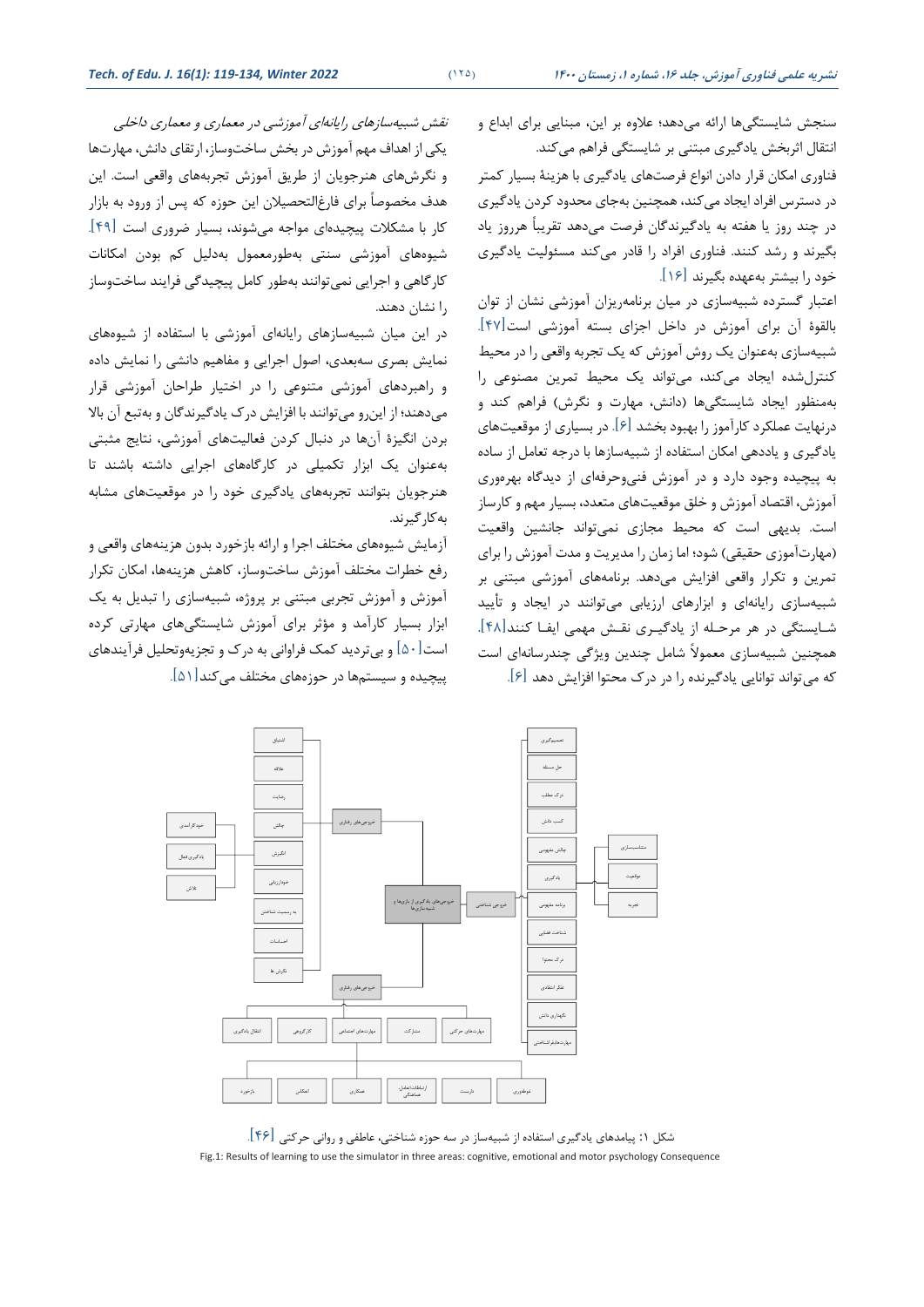سنجش شایستگی‌ها ارائه می‌دهد؛ علاوه بر این، مبنایی برای ابداع و انتقال اثربخش یادگیری مبتنی بر شایستگی فراهم می‌کند.

فناوری امکان قرار دادن انواع فرصت‌های یادگیری با هزینهٔ بسیار کمتر در دسترس افراد ایجاد می‌کند، همچنین به‌جای محدود کردن یادگیری در چند روز یا هفته به یادگیرندگان فرصت می‌دهد تقریباً هرروز یاد بگیرند و رشد کنند. فناوری افراد را قادر می‌کند مسئولیت یادگیری خود را بیشتر به‌عهده بگیرند [۱۶].

اعتبار گسترده شبیه‌سازی در میان برنامه‌ریزان آموزشی نشان از توان بالقوهٔ آن برای آموزش در داخل اجزای بسته آموزشی است[۴۷]. شبیه‌سازی به‌عنوان یک روش آموزش که یک تجربه واقعی را در محیط کنترل‌شده ایجاد می‌کند، می‌تواند یک محیط تمرین مصنوعی را به‌منظور ایجاد شایستگی‌ها (دانش، مهارت و نگرش) فراهم کند و درنهایت عملکرد کارآموز را بهبود بخشد [۶]. در بسیاری از موقعیت‌های یادگیری و یاددهی امکان استفاده از شبیه‌سازها با درجه تعامل از ساده به پیچیده وجود دارد و در آموزش فنی‌وحرفه‌ای از دیدگاه بهره‌وری آموزش، اقتصاد آموزش و خلق موقعیت‌های متعدد، بسیار مهم و کارساز است. بدیهی است که محیط مجازی نمی‌تواند جانشین واقعیت (مهارت‌آموزی حقیقی) شود؛ اما زمان را مدیریت و مدت آموزش را برای تمرین و تکرار واقعی افزایش می‌دهد. برنامه‌های آموزشی مبتنی بر شبیه‌سازی رایانه‌ای و ابزارهای ارزیابی می‌توانند در ایجاد و تأیید شایستگی در هر مرحله از یادگیری نقش مهمی ایفا کنند[۴۸]. همچنین شبیه‌سازی معمولاً شامل چندین ویژگی چندرسانه‌ای است که می‌تواند توانایی یادگیرنده را در درک محتوا افزایش دهد [۶].

*نقش شبیه‌سازهای رایانه‌ای آموزشی در معماری و معماری داخلی*

یکی از اهداف مهم آموزش در بخش ساختمان‌ساز، ارتقای دانش، مهارت‌ها و نگرش‌های هنرجویان از طریق آموزش تجربه‌های واقعی است. این هدف مخصوصاً برای فارغ‌التحصیلان این حوزه که پس از ورود به بازار کار با مشکلات پیچیده‌ای مواجه می‌شوند، بسیار ضروری است [۴۹]. شیوه‌های آموزشی سنتی به‌طورمعمول به‌دلیل کم بودن امکانات کارگاهی و اجرایی نمی‌توانند به‌طور کامل پیچیدگی فرایند ساخت‌وساز را نشان دهند.

در این میان شبیه‌سازهای رایانه‌ای آموزشی با استفاده از شیوه‌های نمایش بصری سه‌بعدی، اصول اجرایی و مفاهیم دانشی را نمایش داده و راهبردهای آموزشی متنوعی را در اختیار طراحان آموزشی قرار می‌دهند؛ از این‌رو می‌توانند با افزایش درک یادگیرندگان و به‌تبع آن بالا بردن انگیزهٔ آن‌ها در دنبال کردن فعالیت‌های آموزشی، نتایج مثبتی به‌عنوان یک ابزار تکمیلی در کارگاه‌های اجرایی داشته باشند تا هنرجویان بتوانند تجربه‌های یادگیری خود را در موقعیت‌های مشابه به‌کارگیرند.

آزمایش شیوه‌های مختلف اجرا و ارائه بازخورد بدون هزینه‌های واقعی و رفع خطرات مختلف آموزش ساخت‌وساز، کاهش هزینه‌ها، امکان تکرار آموزش و آموزش تجربی مبتنی بر پروژه، شبیه‌سازی را تبدیل به یک ابزار بسیار کارآمد و مؤثر برای آموزش شایستگی‌های مهارتی کرده است[۵۰] و بی‌تردید کمک فراوانی به درک و تجزیه‌وتحلیل فرآیندهای پیچیده و سیستم‌ها در حوزه‌های مختلف می‌کند[۵۱].

شکل ۱: پیامدهای یادگیری استفاده از شبیه‌ساز در سه حوزه شناختی، عاطفی و روانی حرکتی [۴۶]

Fig.1: Results of learning to use the simulator in three areas: cognitive, emotional and motor psychology Consequence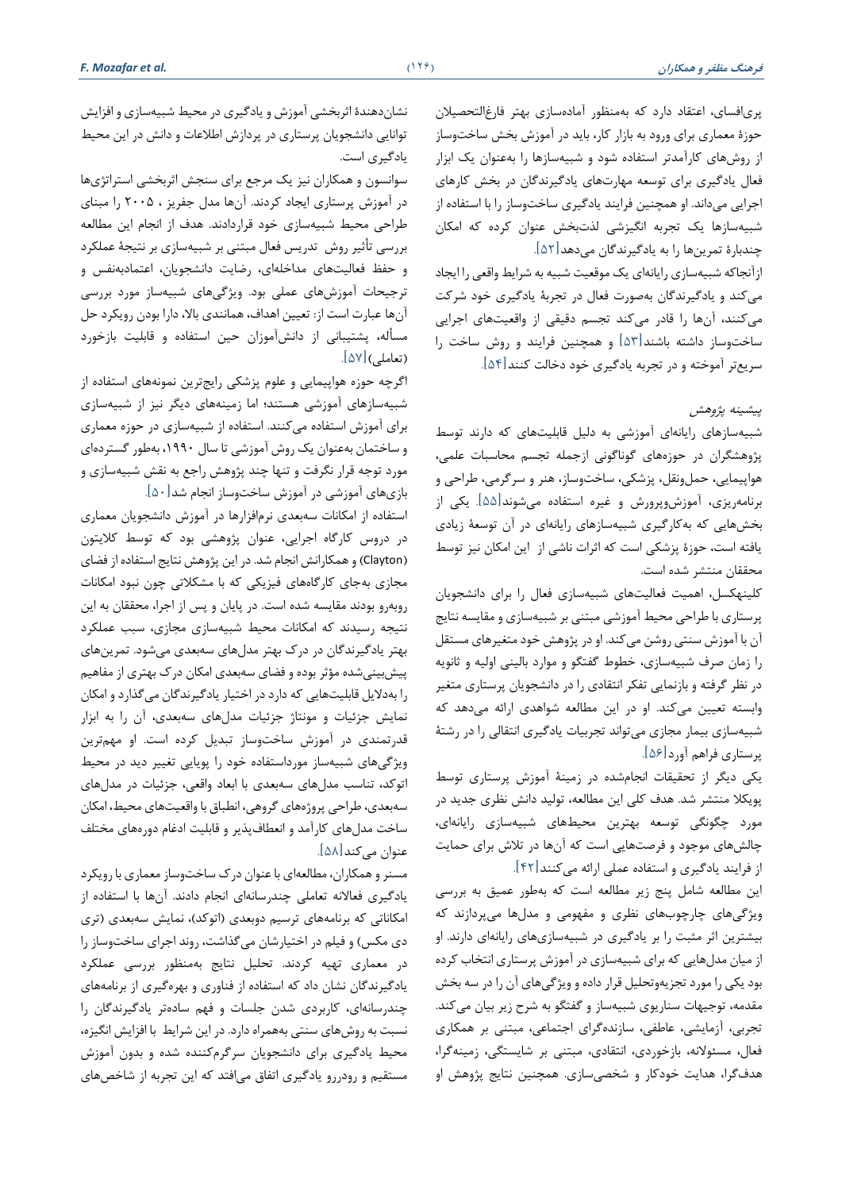پری‌افسای، اعتقاد دارد که به‌منظور آماده‌سازی بهتر فارغ‌التحصیلان حوزهٔ معماری برای ورود به بازار کار، باید در آموزش بخش ساخت‌وساز از روش‌های کارآمدتر استفاده شود و شبیه‌سازها را به‌عنوان یک ابزار فعال یادگیری برای توسعه مهارت‌های یادگیرندگان در بخش کارهای اجرایی می‌داند. او همچنین فرایند یادگیری ساخت‌وساز را با استفاده از شبیه‌سازها یک تجربه انگیزشی لذت‌بخش عنوان کرده که امکان چندبارهٔ تمرین‌ها را به یادگیرندگان می‌دهد[۵۲].

ازآنجاکه شبیه‌سازی رایانه‌ای یک موقعیت شبیه به شرایط واقعی را ایجاد می‌کند و یادگیرندگان به‌صورت فعال در تجربهٔ یادگیری خود شرکت می‌کنند، آن‌ها را قادر می‌کند تجسم دقیقی از واقعیت‌های اجرایی ساخت‌وساز داشته باشند[۵۳] و همچنین فرایند و روش ساخت را سریع‌تر آموخته و در تجربه یادگیری خود دخالت کنند[۵۴].

## پیشینه پژوهش

شبیه‌سازهای رایانه‌ای آموزشی به دلیل قابلیت‌هایی که دارند توسط پژوهشگران در حوزه‌های گوناگونی ازجمله تجسم محاسبات علمی، هواپیمایی، حمل‌ونقل، پزشکی، ساخت‌وساز، هنر و سرگرمی، طراحی و برنامه‌ریزی، آموزش‌وپرورش و غیره استفاده می‌شوند[۵۵]. یکی از بخش‌هایی که به‌کارگیری شبیه‌سازهای رایانه‌ای در آن توسعهٔ زیادی یافته است، حوزهٔ پزشکی است که اثرات ناشی از این امکان نیز توسط محققان منتشر شده است.

کلینهکسل، اهمیت فعالیت‌های شبیه‌سازی فعال را برای دانشجویان پرستاری با طراحی محیط آموزشی مبتنی بر شبیه‌سازی و مقایسه نتایج آن با آموزش سنتی روشن می‌کند. او در پژوهش خود متغیرهای مستقل را زمان صرف شبیه‌سازی، خطوط گفتگو و موارد بالینی اولیه و ثانویه در نظر گرفته و بازنمایی تفکر انتقادی را در دانشجویان پرستاری متغیر وابسته تعیین می‌کند. او در این مطالعه شواهدی ارائه می‌دهد که شبیه‌سازی بیمار مجازی می‌تواند تجربیات یادگیری انتقالی را در رشتهٔ پرستاری فراهم آورد[۵۶].

یکی دیگر از تحقیقات انجام‌شده در زمینهٔ آموزش پرستاری توسط پویکلا منتشر شد. هدف کلی این مطالعه، تولید دانش نظری جدید در مورد چگونگی توسعه بهترین محیط‌های شبیه‌سازی رایانه‌ای، چالش‌های موجود و فرصت‌هایی است که آن‌ها در تلاش برای حمایت از فرایند یادگیری و استفاده عملی ارائه می‌کنند[۴۲].

این مطالعه شامل پنج زیر مطالعه است که به‌طور عمیق به بررسی ویژگی‌های چارچوب‌های نظری و مفهومی و مدل‌ها می‌پردازند که بیشترین اثر مثبت را بر یادگیری در شبیه‌سازی‌های رایانه‌ای دارند. او از میان مدل‌هایی که برای شبیه‌سازی در آموزش پرستاری انتخاب کرده بود یکی را مورد تجزیه‌وتحلیل قرار داده و ویژگی‌های آن را در سه بخش مقدمه، توجیهات سناریوی شبیه‌ساز و گفتگو به شرح زیر بیان می‌کند. تجربی، آزمایشی، عاطفی، سازنده‌گرای اجتماعی، مبتنی بر همکاری فعال، مسئولانه، بازخوردی، انتقادی، مبتنی بر شایستگی، زمینه‌گرا، هدف‌گرا، هدایت خودکار و شخصی‌سازی. همچنین نتایج پژوهش او نشان‌دهندهٔ اثربخشی آموزش و یادگیری در محیط شبیه‌سازی و افزایش توانایی دانشجویان پرستاری در پردازش اطلاعات و دانش در این محیط یادگیری است.

سوانسون و همکاران نیز یک مرجع برای سنجش اثربخشی استراتژی‌ها در آموزش پرستاری ایجاد کردند. آن‌ها مدل جفریز ، ۲۰۰۵ را مبنای طراحی محیط شبیه‌سازی خود قراردادند. هدف از انجام این مطالعه بررسی تأثیر روش تدریس فعال مبتنی بر شبیه‌سازی بر نتیجهٔ عملکرد و حفظ فعالیت‌های مداخله‌ای، رضایت دانشجویان، اعتمادبه‌نفس و ترجیحات آموزش‌های عملی بود. ویژگی‌های شبیه‌ساز مورد بررسی آن‌ها عبارت است از: تعیین اهداف، همانندی بالا، دارا بودن رویکرد حل مسأله، پشتیبانی از دانش‌آموزان حین استفاده و قابلیت بازخورد (تعاملی)[۵۷].

اگرچه حوزه هواپیمایی و علوم پزشکی رایج‌ترین نمونه‌های استفاده از شبیه‌سازهای آموزشی هستند؛ اما زمینه‌های دیگر نیز از شبیه‌سازی برای آموزش استفاده می‌کنند. استفاده از شبیه‌سازی در حوزه معماری و ساختمان به‌عنوان یک روش آموزشی تا سال ۱۹۹۰، به‌طور گسترده‌ای مورد توجه قرار نگرفت و تنها چند پژوهش راجع به نقش شبیه‌سازی و بازی‌های آموزشی در آموزش ساخت‌وساز انجام شد[۵۰].

استفاده از امکانات سه‌بعدی نرم‌افزارها در آموزش دانشجویان معماری در دروس کارگاه اجرایی، عنوان پژوهشی بود که توسط کلایتون (Clayton) و همکارانش انجام شد. در این پژوهش نتایج استفاده از فضای مجازی به‌جای کارگاه‌های فیزیکی که با مشکلاتی چون نبود امکانات روبه‌رو بودند مقایسه شده است. در پایان و پس از اجرا، محققان به این نتیجه رسیدند که امکانات محیط شبیه‌سازی مجازی، سبب عملکرد بهتر یادگیرندگان در درک بهتر مدل‌های سه‌بعدی می‌شود. تمرین‌های پیش‌بینی‌شده مؤثر بوده و فضای سه‌بعدی امکان درک بهتری از مفاهیم را به‌دلایل قابلیت‌هایی که دارد در اختیار یادگیرندگان می‌گذارد و امکان نمایش جزئیات و مونتاژ جزئیات مدل‌های سه‌بعدی، آن را به ابزار قدرتمندی در آموزش ساخت‌وساز تبدیل کرده است. او مهم‌ترین ویژگی‌های شبیه‌ساز مورداستفاده خود را پویایی تغییر دید در محیط اتوکد، تناسب مدل‌های سه‌بعدی با ابعاد واقعی، جزئیات در مدل‌های سه‌بعدی، طراحی پروژه‌های گروهی، انطباق با واقعیت‌های محیط، امکان ساخت مدل‌های کارآمد و انعطاف‌پذیر و قابلیت ادغام دوره‌های مختلف عنوان می‌کند[۵۸].

مسنر و همکاران، مطالعه‌ای با عنوان درک ساخت‌وساز معماری با رویکرد یادگیری فعالانه تعاملی چندرسانه‌ای انجام دادند. آن‌ها با استفاده از امکاناتی که برنامه‌های ترسیم دوبعدی (اتوکد)، نمایش سه‌بعدی (تری دی مکس) و فیلم در اختیارشان می‌گذاشت، روند اجرای ساخت‌وساز را در معماری تهیه کردند. تحلیل نتایج به‌منظور بررسی عملکرد یادگیرندگان نشان داد که استفاده از فناوری و بهره‌گیری از برنامه‌های چندرسانه‌ای، کاربردی شدن جلسات و فهم ساده‌تر یادگیرندگان را نسبت به روش‌های سنتی به‌همراه دارد. در این شرایط با افزایش انگیزه، محیط یادگیری برای دانشجویان سرگرم‌کننده شده و بدون آموزش مستقیم و رودررو یادگیری اتفاق می‌افتد که این تجربه از شاخص‌های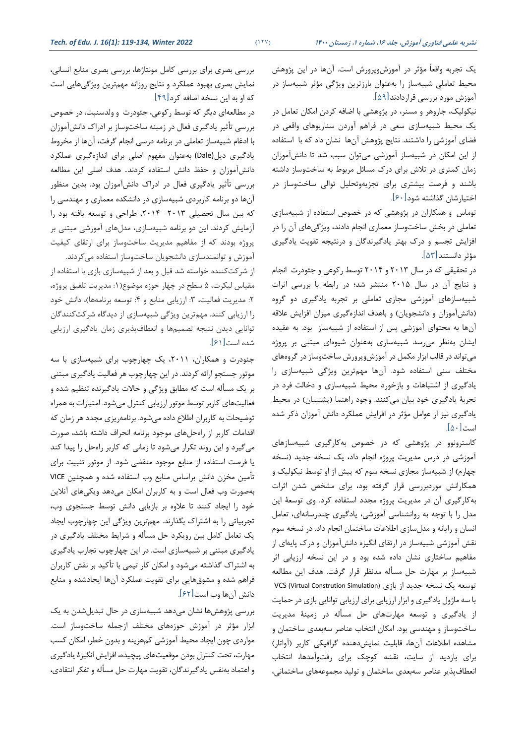یک تجربه واقعاً مؤثر در آموزش‌وپرورش است. آن‌ها در این پژوهش محیط تعاملی شبیه‌ساز را به‌عنوان بارزترین ویژگی مؤثر شبیه‌ساز در آموزش مورد بررسی قراردادند[۵۹].

نیکولیک، جاروهر و مسنر، در پژوهشی با اضافه کردن امکان تعامل در یک محیط شبیه‌سازی سعی در فراهم آوردن سناریوهای واقعی در فضای آموزشی را داشتند. نتایج پژوهش آن‌ها نشان داد که با استفاده از این امکان در شبیه‌ساز آموزشی می‌توان سبب شد تا دانش‌آموزان زمان کمتری در تلاش برای درک مسائل مربوط به ساخت‌وساز داشته باشند و فرصت بیشتری برای تجزیه‌وتحلیل توالی ساخت‌وساز در اختیارشان گذاشته شود[۶۰].

توماس و همکاران در پژوهشی که در خصوص استفاده از شبیه‌سازی تعاملی در بخش ساخت‌وساز معماری انجام دادند، ویژگی‌های آن را در افزایش تجسم و درک بهتر یادگیرندگان و درنتیجه تقویت یادگیری مؤثر دانستند[۵۳].

در تحقیقی که در سال ۲۰۱۳ و ۲۰۱۴ توسط رکوعی و جئودرت انجام و نتایج آن در سال ۲۰۱۵ منتشر شد؛ در رابطه با بررسی اثرات شبیه‌سازهای آموزشی مجازی تعاملی بر تجربه یادگیری دو گروه (دانش‌آموزان و دانشجویان) و باهدف اندازه‌گیری میزان افزایش علاقه آن‌ها به محتوای آموزشی پس از استفاده از شبیه‌ساز بود. به عقیده ایشان به‌نظر می‌رسد شبیه‌سازی به‌عنوان شیوه‌ای مبتنی بر پروژه می‌تواند در قالب ابزار مکمل در آموزش‌وپرورش ساخت‌وساز در گروه‌های مختلف سنی استفاده شود. آن‌ها مهم‌ترین ویژگی شبیه‌سازی را یادگیری از اشتباهات و بازخورد محیط شبیه‌سازی و دخالت فرد در تجربهٔ یادگیری خود بیان می‌کنند. وجود راهنما (پشتیبان) در محیط یادگیری نیز از عوامل مؤثر در افزایش عملکرد دانش آموزان ذکر شده است[۵۰].

کاسترونوو در پژوهشی که در خصوص به‌کارگیری شبیه‌سازهای آموزشی در درس مدیریت پروژه انجام داد، یک نسخه جدید (نسخه چهارم) از شبیه‌ساز مجازی نسخه سوم که پیش از او توسط نیکولیک و همکارانش موردبررسی قرار گرفته بود، برای مشخص شدن اثرات به‌کارگیری آن در مدیریت پروژه مجدد استفاده کرد. وی توسعهٔ این مدل را با توجه به روانشناسی آموزشی، یادگیری چندرسانه‌ای، تعامل انسان و رایانه و مدل‌سازی اطلاعات ساختمان انجام داد. در نسخه سوم نقش آموزشی شبیه‌ساز در ارتقای انگیزه دانش‌آموزان و درک پایه‌ای از مفاهیم ساختاری نشان داده شده بود و در این نسخه ارزیابی اثر شبیه‌ساز بر مهارت حل مسأله مدنظر قرار گرفت. هدف این مطالعه توسعه یک نسخه جدید از بازی (VCS (Virtual Constrution Simulation با سه ماژول یادگیری و ابزار ارزیابی بازی برای ارزیابی توانایی بازی در حمایت از یادگیری و توسعه مهارت‌های حل مسأله در زمینهٔ مدیریت ساخت‌وساز و مهندسی بود. امکان انتخاب عناصر سه‌بعدی ساختمان و مشاهده اطلاعات آن‌ها، قابلیت نمایش‌دهنده گرافیکی کاربر (آواتار) برای بازدید از سایت، نقشه کوچک برای رفت‌وآمدها، انتخاب انعطاف‌پذیر عناصر سه‌بعدی ساختمان و تولید مجموعه‌های ساختمانی، بررسی بصری برای بررسی کامل مونتاژها، بررسی بصری منابع انسانی، نمایش بصری بهبود عملکرد و نتایج روزانه مهم‌ترین ویژگی‌هایی است که او به این نسخه اضافه کرد[۴۹].

در مطالعه‌ای دیگر که توسط رکوعی، جئودرت و ولدسنبت، در خصوص بررسی تأثیر یادگیری فعال در زمینه ساخت‌وساز بر ادراک دانش‌آموزان با ادغام شبیه‌ساز تعاملی در برنامه درسی انجام گرفت، آن‌ها از مخروط یادگیری دیل(Dale) به‌عنوان مفهوم اصلی برای اندازه‌گیری عملکرد دانش‌آموزان و حفظ دانش استفاده کردند. هدف اصلی این مطالعه بررسی تأثیر یادگیری فعال در ادراک دانش‌آموزان بود. بدین منظور آن‌ها دو برنامه کاربردی شبیه‌سازی در دانشکده معماری و مهندسی را که بین سال تحصیلی ۲۰۱۳- ۲۰۱۴، طراحی و توسعه یافته بود را آزمایش کردند. این دو برنامه شبیه‌سازی، مدل‌های آموزشی مبتنی بر پروژه بودند که از مفاهیم مدیریت ساخت‌وساز برای ارتقای کیفیت آموزش و توانمندسازی دانشجویان ساخت‌وساز استفاده می‌کردند.

از شرکت‌کننده خواسته شد قبل و بعد از شبیه‌سازی بازی با استفاده از مقیاس لیکرت، ۵ سطح در چهار حوزه موضوع(۱: مدیریت تلفیق پروژه، ۲: مدیریت فعالیت، ۳: ارزیابی منابع و ۴: توسعه برنامه‌ها)، دانش خود را ارزیابی کنند. مهم‌ترین ویژگی شبیه‌سازی از دیدگاه شرکت‌کنندگان توانایی دیدن نتیجه تصمیم‌ها و انعطاف‌پذیری زمان یادگیری ارزیابی شده است[۶۱].

جئودرت و همکاران، ۲۰۱۱، یک چارچوب برای شبیه‌سازی با سه موتور جستجو ارائه کردند. در این چارچوب هر فعالیت یادگیری مبتنی بر یک مسأله است که مطابق ویژگی و حالات یادگیرنده تنظیم شده و فعالیت‌های کاربر توسط موتور ارزیابی کنترل می‌شود. امتیازات به همراه توضیحات به کاربران اطلاع داده می‌شود. برنامه‌ریزی مجدد هر زمان که اقدامات کاربر از راه‌حل‌های موجود برنامه انحراف داشته باشد، صورت می‌گیرد و این روند تکرار می‌شود تا زمانی که کاربر راه‌حل را پیدا کند یا فرصت استفاده از منابع موجود منقضی شود. از موتور تثبیت برای تأمین مخزن دانش براساس منابع وب استفاده شده و همچنین VICE به‌صورت وب فعال است و به کاربران امکان می‌دهد ویکی‌های آنلاین خود را ایجاد کنند تا علاوه بر بازیابی دانش توسط جستجوی وب، تجربیاتی را به اشتراک بگذارند. مهم‌ترین ویژگی این چارچوب ایجاد یک تعامل کامل بین رویکرد حل مسأله و شرایط مختلف یادگیری در یادگیری مبتنی بر شبیه‌سازی است. در این چارچوب تجارب یادگیری به اشتراک گذاشته می‌شود و امکان کار تیمی با تأکید بر نقش کاربران فراهم شده و مشوق‌هایی برای تقویت عملکرد آن‌ها ایجادشده و منابع دانش آن‌ها وب است[۶۲].

بررسی پژوهش‌ها نشان می‌دهد شبیه‌سازی در حال تبدیل‌شدن به یک ابزار مؤثر در آموزش حوزه‌های مختلف ازجمله ساخت‌وساز است. مواردی چون ایجاد محیط آموزشی کم‌هزینه و بدون خطر، امکان کسب مهارت، تحت کنترل بودن موقعیت‌های پیچیده، افزایش انگیزهٔ یادگیری و اعتماد به‌نفس یادگیرندگان، تقویت مهارت حل مسأله و تفکر انتقادی،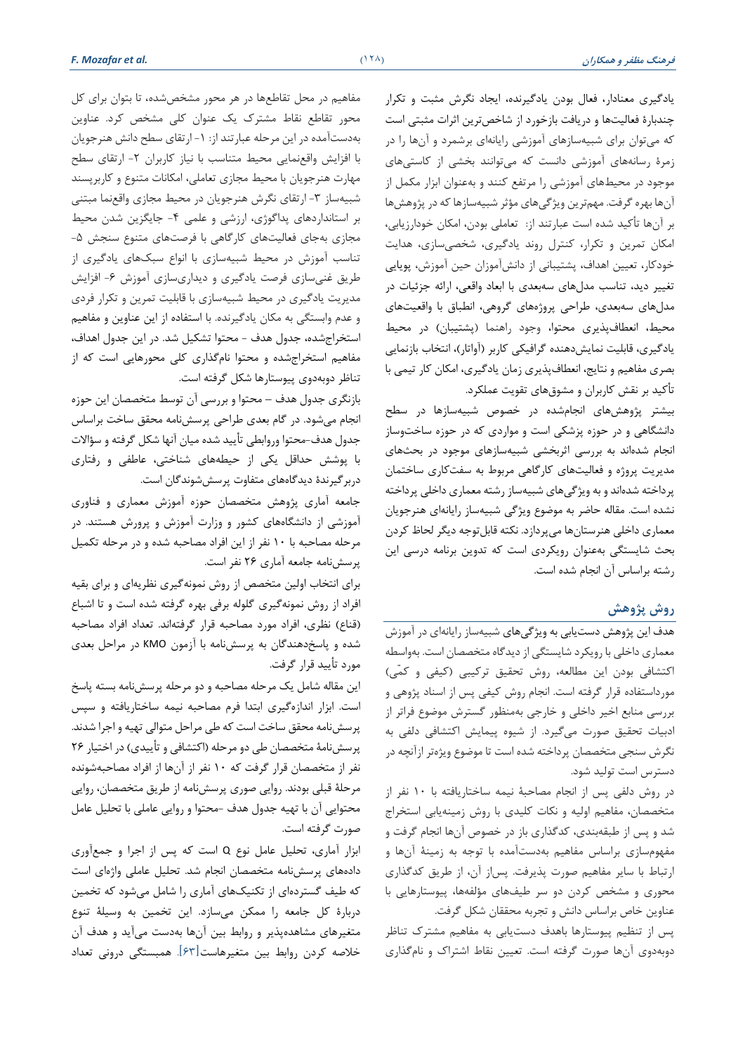یادگیری معنادار، فعال بودن یادگیرنده، ایجاد نگرش مثبت و تکرار چندبارهٔ فعالیت‌ها و دریافت بازخورد از شاخص‌ترین اثرات مثبتی است که می‌توان برای شبیه‌سازهای آموزشی رایانه‌ای برشمرد و آن‌ها را در زمرهٔ رسانه‌های آموزشی دانست که می‌توانند بخشی از کاستی‌های موجود در محیط‌های آموزشی را مرتفع کنند و به‌عنوان ابزار مکمل از آن‌ها بهره گرفت. مهم‌ترین ویژگی‌های مؤثر شبیه‌سازها که در پژوهش‌ها بر آن‌ها تأکید شده است عبارتند از: تعاملی بودن، امکان خودارزیابی، امکان تمرین و تکرار، کنترل روند یادگیری، شخصی‌سازی، هدایت خودکار، تعیین اهداف، پشتیبانی از دانش‌آموزان حین آموزش، پویایی تغییر دید، تناسب مدل‌های سه‌بعدی با ابعاد واقعی، ارائه جزئیات در مدل‌های سه‌بعدی، طراحی پروژه‌های گروهی، انطباق با واقعیت‌های محیط، انعطاف‌پذیری محتوا، وجود راهنما (پشتیبان) در محیط یادگیری، قابلیت نمایش‌دهنده گرافیکی کاربر (آواتار)، انتخاب بازنمایی بصری مفاهیم و نتایج، انعطاف‌پذیری زمان یادگیری، امکان کار تیمی با تأکید بر نقش کاربران و مشوق‌های تقویت عملکرد.

بیشتر پژوهش‌های انجام‌شده در خصوص شبیه‌سازها در سطح دانشگاهی و در حوزه پزشکی است و مواردی که در حوزه ساخت‌وساز انجام شده‌اند به بررسی اثربخشی شبیه‌سازهای موجود در بحث‌های مدیریت پروژه و فعالیت‌های کارگاهی مربوط به سفت‌کاری ساختمان پرداخته شده‌اند و به ویژگی‌های شبیه‌ساز رشته معماری داخلی پرداخته نشده است. مقاله حاضر به موضوع ویژگی شبیه‌ساز رایانه‌ای هنرجویان معماری داخلی هنرستان‌ها می‌پردازد. نکته قابل‌توجه دیگر لحاظ کردن بحث شایستگی به‌عنوان رویکردی است که تدوین برنامه درسی این رشته براساس آن انجام شده است.

## روش پژوهش

هدف این پژوهش دست‌یابی به ویژگی‌های شبیه‌ساز رایانه‌ای در آموزش معماری داخلی با رویکرد شایستگی از دیدگاه متخصصان است. به‌واسطه اکتشافی بودن این مطالعه، روش تحقیق ترکیبی (کیفی و کمّی) مورداستفاده قرار گرفته است. انجام روش کیفی پس از اسناد پژوهی و بررسی منابع اخیر داخلی و خارجی به‌منظور گسترش موضوع فراتر از ادبیات تحقیق صورت می‌گیرد. از شیوه پیمایش اکتشافی دلفی به نگرش سنجی متخصصان پرداخته شده است تا موضوع ویژه‌تر ازآنچه در دسترس است تولید شود.

در روش دلفی پس از انجام مصاحبهٔ نیمه ساختاریافته با ۱۰ نفر از متخصصان، مفاهیم اولیه و نکات کلیدی با روش زمینه‌یابی استخراج شد و پس از طبقه‌بندی، کدگذاری باز در خصوص آن‌ها انجام گرفت و مفهوم‌سازی براساس مفاهیم به‌دست‌آمده با توجه به زمینهٔ آن‌ها و ارتباط با سایر مفاهیم صورت پذیرفت. پس‌از آن، از طریق کدگذاری محوری و مشخص کردن دو سر طیف‌های مؤلفه‌ها، پیوستارهایی با عناوین خاص براساس دانش و تجربه محققان شکل گرفت.

پس از تنظیم پیوستارها باهدف دست‌یابی به مفاهیم مشترک تناظر دوبه‌دوی آن‌ها صورت گرفته است. تعیین نقاط اشتراک و نام‌گذاری مفاهیم در محل تقاطع‌ها در هر محور مشخص‌شده، تا بتوان برای کل محور تقاطع نقاط مشترک یک عنوان کلی مشخص کرد. عناوین به‌دست‌آمده در این مرحله عبارتند از: ۱- ارتقای سطح دانش هنرجویان با افزایش واقع‌نمایی محیط متناسب با نیاز کاربران ۲- ارتقای سطح مهارت هنرجویان با محیط مجازی تعاملی، امکانات متنوع و کاربرپسند شبیه‌ساز ۳- ارتقای نگرش هنرجویان در محیط مجازی واقع‌نما مبتنی بر استانداردهای پداگوژی، ارزشی و علمی ۴- جایگزین شدن محیط مجازی به‌جای فعالیت‌های کارگاهی با فرصت‌های متنوع سنجش ۵- تناسب آموزش در محیط شبیه‌سازی با انواع سبک‌های یادگیری از طریق غنی‌سازی فرصت یادگیری و دیداری‌سازی آموزش ۶- افزایش مدیریت یادگیری در محیط شبیه‌سازی با قابلیت تمرین و تکرار فردی و عدم وابستگی به مکان یادگیرنده. با استفاده از این عناوین و مفاهیم استخراج‌شده، جدول هدف - محتوا تشکیل شد. در این جدول اهداف، مفاهیم استخراج‌شده و محتوا نام‌گذاری کلی محورهایی است که از تناظر دوبه‌دوی پیوستارها شکل گرفته است.

بازنگری جدول هدف – محتوا و بررسی آن توسط متخصصان این حوزه انجام می‌شود. در گام بعدی طراحی پرسش‌نامه محقق ساخت براساس جدول هدف-محتوا وروابطی تأیید شده میان آنها شکل گرفته و سؤالات با پوشش حداقل یکی از حیطه‌های شناختی، عاطفی و رفتاری دربرگیرندهٔ دیدگاه‌های متفاوت پرسش‌شوندگان است.

جامعه آماری پژوهش متخصصان حوزه آموزش معماری و فناوری آموزشی از دانشگاه‌های کشور و وزارت آموزش و پرورش هستند. در مرحله مصاحبه با ۱۰ نفر از این افراد مصاحبه شده و در مرحله تکمیل پرسش‌نامه جامعه آماری ۲۶ نفر است.

برای انتخاب اولین متخصص از روش نمونه‌گیری نظریه‌ای و برای بقیه افراد از روش نمونه‌گیری گلوله برفی بهره گرفته شده است و تا اشباع (قناع) نظری، افراد مورد مصاحبه قرار گرفته‌اند. تعداد افراد مصاحبه شده و پاسخ‌دهندگان به پرسش‌نامه با آزمون KMO در مراحل بعدی مورد تأیید قرار گرفت.

این مقاله شامل یک مرحله مصاحبه و دو مرحله پرسش‌نامه بسته پاسخ است. ابزار اندازه‌گیری ابتدا فرم مصاحبه نیمه ساختاریافته و سپس پرسش‌نامه محقق ساخت است که طی مراحل متوالی تهیه و اجرا شدند. پرسش‌نامهٔ متخصصان طی دو مرحله (اکتشافی و تأییدی) در اختیار ۲۶ نفر از متخصصان قرار گرفت که ۱۰ نفر از آن‌ها از افراد مصاحبه‌شونده مرحلهٔ قبلی بودند. روایی صوری پرسش‌نامه از طریق متخصصان، روایی محتوایی آن با تهیه جدول هدف -محتوا و روایی عاملی با تحلیل عامل صورت گرفته است.

ابزار آماری، تحلیل عامل نوع Q است که پس از اجرا و جمع‌آوری داده‌های پرسش‌نامه متخصصان انجام شد. تحلیل عاملی واژه‌ای است که طیف گسترده‌ای از تکنیک‌های آماری را شامل می‌شود که تخمین دربارهٔ کل جامعه را ممکن می‌سازد. این تخمین به وسیلهٔ تنوع متغیرهای مشاهده‌پذیر و روابط بین آن‌ها به‌دست می‌آید و هدف آن خلاصه کردن روابط بین متغیرهاست[۶۳]. همبستگی درونی تعداد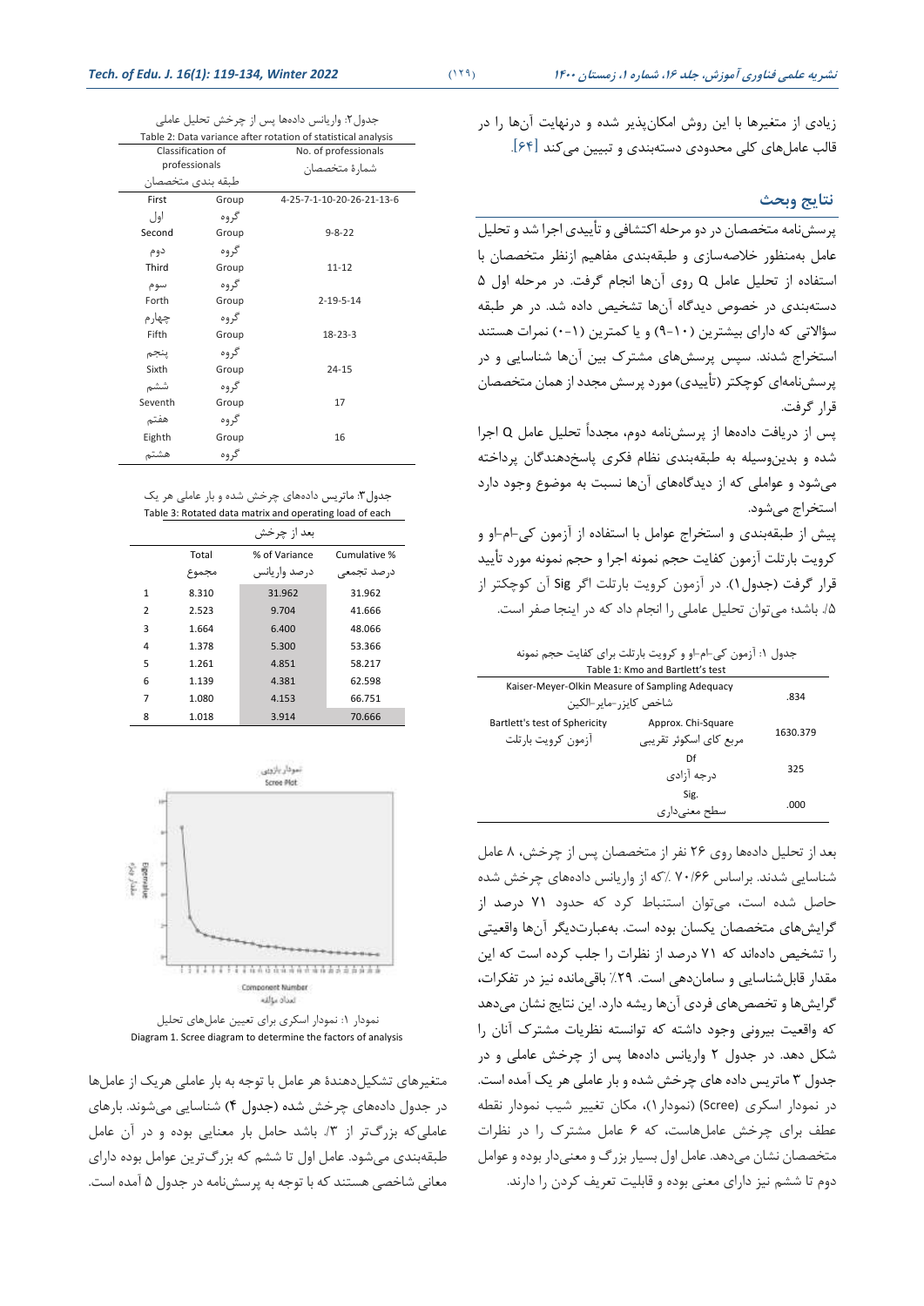زیادی از متغیرها با این روش امکان‌پذیر شده و درنهایت آن‌ها را در قالب عامل‌های کلی محدودی دسته‌بندی و تبیین می‌کند [۶۴].

## نتایج وبحث

پرسش‌نامه متخصصان در دو مرحله اکتشافی و تأییدی اجرا شد و تحلیل عامل به‌منظور خلاصه‌سازی و طبقه‌بندی مفاهیم ازنظر متخصصان با استفاده از تحلیل عامل Q روی آن‌ها انجام گرفت. در مرحله اول ۵ دسته‌بندی در خصوص دیدگاه آن‌ها تشخیص داده شد. در هر طبقه سؤالاتی که دارای بیشترین (۱۰-۹) و یا کمترین (۱-۰) نمرات هستند استخراج شدند. سپس پرسش‌های مشترک بین آن‌ها شناسایی و در پرسش‌نامه‌ای کوچکتر (تأییدی) مورد پرسش مجدد از همان متخصصان قرار گرفت.

پس از دریافت داده‌ها از پرسش‌نامه دوم، مجدداً تحلیل عامل Q اجرا شده و بدین‌وسیله به طبقه‌بندی نظام فکری پاسخ‌دهندگان پرداخته می‌شود و عواملی که از دیدگاه‌های آن‌ها نسبت به موضوع وجود دارد استخراج می‌شود.

پیش از طبقه‌بندی و استخراج عوامل با استفاده از آزمون کی-ام-او و کرویت بارتلت آزمون کفایت حجم نمونه اجرا و حجم نمونه مورد تأیید قرار گرفت (جدول۱). در آزمون کرویت بارتلت اگر Sig آن کوچکتر از ۰/۵ باشد؛ می‌توان تحلیل عاملی را انجام داد که در اینجا صفر است.

جدول ۱: آزمون کی-ام-او و کرویت بارتلت برای کفایت حجم نمونه
Table 1: Kmo and Bartlett's test

| | | |
|---|---|---|
| Kaiser-Meyer-Olkin Measure of Sampling Adequacy<br>شاخص کایزر-مایر-الکین | | .834 |
| Bartlett's test of Sphericity<br>آزمون کرویت بارتلت | Approx. Chi-Square<br>مربع کای اسکوئر تقریبی | 1630.379 |
| | Df<br>درجه آزادی | 325 |
| | Sig.<br>سطح معنی‌داری | .000 |

بعد از تحلیل داده‌ها روی ۲۶ نفر از متخصصان پس از چرخش، ۸ عامل شناسایی شدند. براساس ۷۰/۶۶ ٪که از واریانس داده‌های چرخش شده حاصل شده است، می‌توان استنباط کرد که حدود ۷۱ درصد از گرایش‌های متخصصان یکسان بوده است. به‌عبارت‌دیگر آن‌ها واقعیتی را تشخیص داده‌اند که ۷۱ درصد از نظرات را جلب کرده است که این مقدار قابل‌شناسایی و سامان‌دهی است. ۲۹٪ باقی‌مانده نیز در تفکرات، گرایش‌ها و تخصص‌های فردی آن‌ها ریشه دارد. این نتایج نشان می‌دهد که واقعیت بیرونی وجود داشته که توانسته نظریات مشترک آنان را شکل دهد. در جدول ۲ واریانس داده‌ها پس از چرخش عاملی و در جدول ۳ ماتریس داده های چرخش شده و بار عاملی هر یک آمده است. در نمودار اسکری (Scree) (نمودار۱)، مکان تغییر شیب نمودار نقطه عطف برای چرخش عامل‌هاست، که ۶ عامل مشترک را در نظرات متخصصان نشان می‌دهد. عامل اول بسیار بزرگ و معنی‌دار بوده و عوامل دوم تا ششم نیز دارای معنی بوده و قابلیت تعریف کردن را دارند.

جدول۲: واریانس داده‌ها پس از چرخش تحلیل عاملی
Table 2: Data variance after rotation of statistical analysis

| Classification of professionals<br>طبقه بندی متخصصان | | No. of professionals<br>شمارهٔ متخصصان |
|---|---|---|
| First<br>اول | Group<br>گروه | 4-25-7-1-10-20-26-21-13-6 |
| Second<br>دوم | Group<br>گروه | 9-8-22 |
| Third<br>سوم | Group<br>گروه | 11-12 |
| Forth<br>چهارم | Group<br>گروه | 2-19-5-14 |
| Fifth<br>پنجم | Group<br>گروه | 18-23-3 |
| Sixth<br>ششم | Group<br>گروه | 24-15 |
| Seventh<br>هفتم | Group<br>گروه | 17 |
| Eighth<br>هشتم | Group<br>گروه | 16 |

جدول۳: ماتریس داده‌های چرخش شده و بار عاملی هر یک
Table 3: Rotated data matrix and operating load of each

| | بعد از چرخش | | |
|---|---|---|---|
| | Total<br>مجموع | % of Variance<br>درصد واریانس | Cumulative %<br>درصد تجمعی |
| 1 | 8.310 | 31.962 | 31.962 |
| 2 | 2.523 | 9.704 | 41.666 |
| 3 | 1.664 | 6.400 | 48.066 |
| 4 | 1.378 | 5.300 | 53.366 |
| 5 | 1.261 | 4.851 | 58.217 |
| 6 | 1.139 | 4.381 | 62.598 |
| 7 | 1.080 | 4.153 | 66.751 |
| 8 | 1.018 | 3.914 | 70.666 |

نمودار ۱: نمودار اسکری برای تعیین عامل‌های تحلیل
Diagram 1. Scree diagram to determine the factors of analysis

متغیرهای تشکیل‌دهندهٔ هر عامل با توجه به بار عاملی هریک از عامل‌ها در جدول داده‌های چرخش شده (جدول ۴) شناسایی می‌شوند. بارهای عاملی‌که بزرگ‌تر از ۳/. باشد حامل بار معنایی بوده و در آن عامل طبقه‌بندی می‌شود. عامل اول تا ششم که بزرگ‌ترین عوامل بوده دارای معانی شاخصی هستند که با توجه به پرسش‌نامه در جدول ۵ آمده است.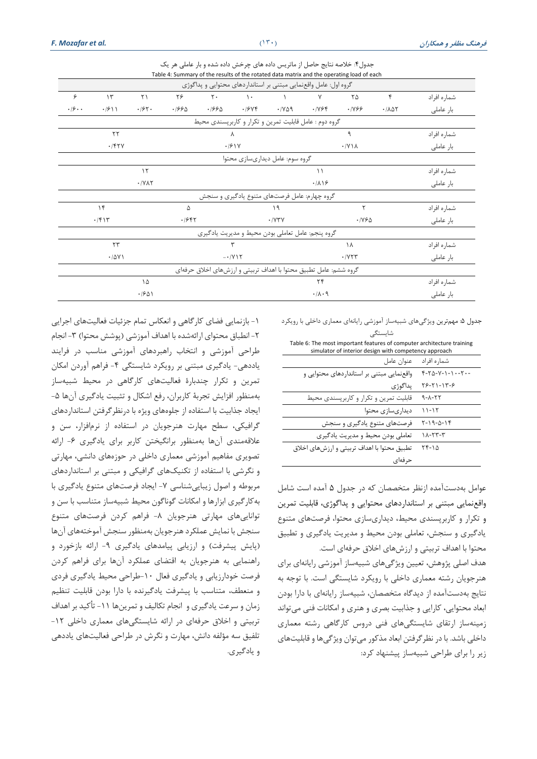جدول۴: خلاصه نتایج حاصل از ماتریس داده های چرخش داده شده و بار عاملی هر یک
Table 4: Summary of the results of the rotated data matrix and the operating load of each

| شماره افراد | ۴ | ۲۵ | ۷ | ۱ | ۱۰ | ۲۰ | ۲۶ | ۲۱ | ۱۳ | ۶ |
|---|---|---|---|---|---|---|---|---|---|---|
| گروه اول: عامل واقع‌نمایی مبتنی بر استانداردهای محتوایی و پداگوژی | | | | | | | | | | |
| بار عاملی | ۰/۸۵۲ | ۰/۷۶۶ | ۰/۷۶۴ | ۰/۷۵۹ | ۰/۶۷۴ | ۰/۶۶۵ | ۰/۶۶۵ | ۰/۶۲۰ | ۰/۶۱۱ | ۰/۶۰۰ |

| گروه دوم : عامل قابلیت تمرین و تکرار و کاربرپسندی محیط | | | |
|---|---|---|---|
| شماره افراد | ۹ | ۸ | ۲۲ |
| بار عاملی | ۰/۷۱۸ | ۰/۶۱۷ | ۰/۴۲۷ |

| گروه سوم: عامل دیداری‌سازی محتوا | | |
|---|---|---|
| شماره افراد | ۱۱ | ۱۲ |
| بار عاملی | ۰/۸۱۶ | ۰/۷۸۲ |

| گروه چهارم: عامل فرصت‌های متنوع یادگیری و سنجش | | | | |
|---|---|---|---|---|
| شماره افراد | ۲ | ۱۹ | ۵ | ۱۴ |
| بار عاملی | ۰/۷۶۵ | ۰/۷۳۷ | ۰/۶۴۲ | ۰/۴۱۳ |

| گروه پنجم: عامل تعاملی بودن محیط و مدیریت یادگیری | | | |
|---|---|---|---|
| شماره افراد | ۱۸ | ۳ | ۲۳ |
| بار عاملی | ۰/۷۲۳ | -۰/۷۱۲ | ۰/۵۷۱ |

| گروه ششم: عامل تطبیق محتوا با اهداف تربیتی و ارزش‌های اخلاق حرفه‌ای | | |
|---|---|---|
| شماره افراد | ۲۴ | ۱۵ |
| بار عاملی | ۰/۸۰۹ | ۰/۶۵۱ |

جدول ۵: مهم‌ترین ویژگی‌های شبیه‌ساز آموزشی رایانه‌ای معماری داخلی با رویکرد شایستگی

Table 6: The most important features of computer architecture training simulator of interior design with competency approach

| شماره افراد | عنوان عامل |
|---|---|
| ۲۰-۱۰-۱-۷-۲۵-۴-۶-۱۳-۲۱-۲۶ | واقع‌نمایی مبتنی بر استانداردهای محتوایی و پداگوژی |
| ۲۲-۸-۹ | قابلیت تمرین و تکرار و کاربرپسندی محیط |
| ۱۲-۱۱ | دیداری‌سازی محتوا |
| ۱۴-۵-۱۹-۲ | فرصت‌های متنوع یادگیری و سنجش |
| ۳-۲۳-۱۸ | تعاملی بودن محیط و مدیریت یادگیری |
| ۱۵-۲۴ | تطبیق محتوا با اهداف تربیتی و ارزش‌های اخلاق حرفه‌ای |

عوامل به‌دست‌آمده ازنظر متخصصان که در جدول ۵ آمده است شامل واقع‌نمایی مبتنی بر استانداردهای محتوایی و پداگوژی، قابلیت تمرین و تکرار و کاربرپسندی محیط، دیداری‌سازی محتوا، فرصت‌های متنوع یادگیری و سنجش، تعاملی بودن محیط و مدیریت یادگیری و تطبیق محتوا با اهداف تربیتی و ارزش‌های اخلاق حرفه‌ای است.

هدف اصلی پژوهش، تعیین ویژگی‌های شبیه‌ساز آموزشی رایانه‌ای برای هنرجویان رشته معماری داخلی با رویکرد شایستگی است. با توجه به نتایج به‌دست‌آمده از دیدگاه متخصصان، شبیه‌ساز رایانه‌ای با دارا بودن ابعاد محتوایی، کارایی و جذابیت بصری و هنری و امکانات فنی می‌تواند زمینه‌ساز ارتقای شایستگی‌های فنی دروس کارگاهی رشته معماری داخلی باشد. با در نظرگرفتن ابعاد مذکور می‌توان ویژگی‌ها و قابلیت‌های زیر را برای طراحی شبیه‌ساز پیشنهاد کرد:

۱- بازنمایی فضای کارگاهی و انعکاس تمام جزئیات فعالیت‌های اجرایی ۲- انطباق محتوای ارائه‌شده با اهداف آموزشی (پوشش محتوا) ۳- انجام طراحی آموزشی و انتخاب راهبردهای آموزشی مناسب در فرایند یاددهی- یادگیری مبتنی بر رویکرد شایستگی ۴- فراهم آوردن امکان تمرین و تکرار چندبارهٔ فعالیت‌های کارگاهی در محیط شبیه‌ساز به‌منظور افزایش تجربهٔ کاربران، رفع اشکال و تثبیت یادگیری آن‌ها ۵- ایجاد جذابیت با استفاده از جلوه‌های ویژه با درنظرگرفتن استانداردهای گرافیکی، سطح مهارت هنرجویان در استفاده از نرم‌افزار، سن و علاقه‌مندی آن‌ها به‌منظور برانگیختن کاربر برای یادگیری ۶- ارائه تصویری مفاهیم آموزشی معماری داخلی در حوزه‌های دانشی، مهارتی و نگرشی با استفاده از تکنیک‌های گرافیکی و مبتنی بر استانداردهای مربوطه و اصول زیبایی‌شناسی ۷- ایجاد فرصت‌های متنوع یادگیری با به‌کارگیری ابزارها و امکانات گوناگون محیط شبیه‌ساز متناسب با سن و توانایی‌های مهارتی هنرجویان ۸- فراهم کردن فرصت‌های متنوع سنجش با نمایش عملکرد هنرجویان به‌منظور سنجش آموخته‌های آن‌ها (پایش پیشرفت) و ارزیابی پیامدهای یادگیری ۹- ارائه بازخورد و راهنمایی به هنرجویان به اقتضای عملکرد آن‌ها برای فراهم کردن فرصت خودارزیابی و یادگیری فعال ۱۰-طراحی محیط یادگیری فردی و منعطف، متناسب با پیشرفت یادگیرنده با دارا بودن قابلیت تنظیم زمان و سرعت یادگیری و انجام تکالیف و تمرین‌ها ۱۱- تأکید بر اهداف تربیتی و اخلاق حرفه‌ای در ارائه شایستگی‌های معماری داخلی ۱۲- تلفیق سه مؤلفه دانش، مهارت و نگرش در طراحی فعالیت‌های یاددهی و یادگیری.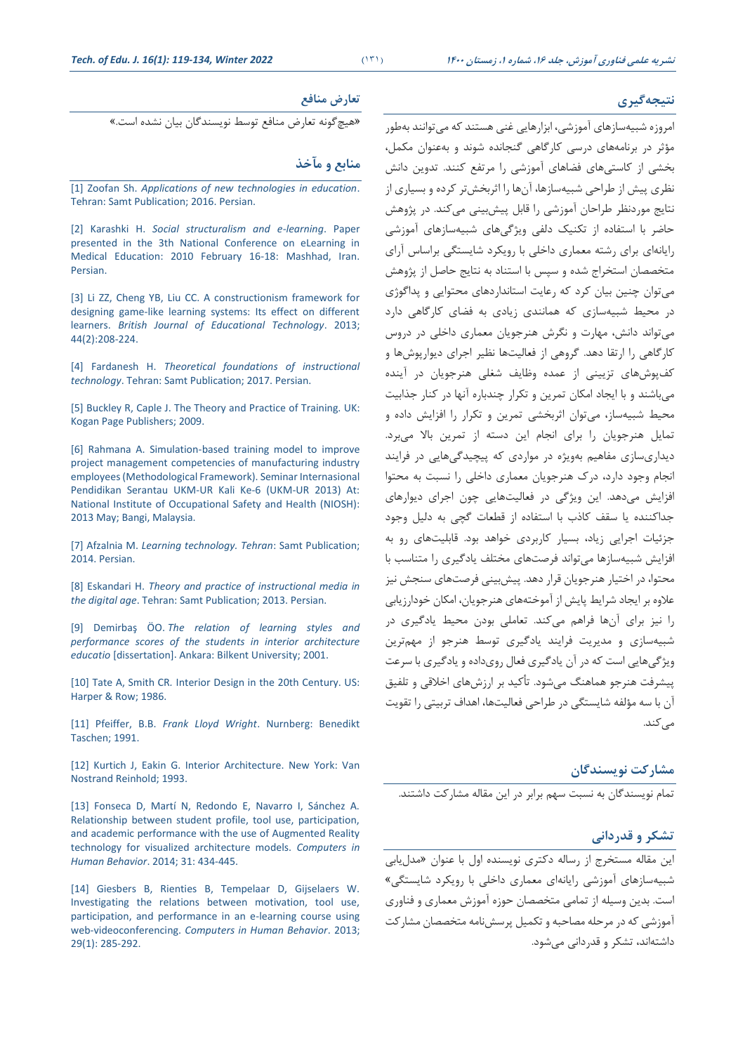## نتیجه‌گیری

امروزه شبیه‌سازهای آموزشی، ابزارهایی غنی هستند که می‌توانند به‌طور مؤثر در برنامه‌های درسی کارگاهی گنجانده شوند و به‌عنوان مکمل، بخشی از کاستی‌های فضاهای آموزشی را مرتفع کنند. تدوین دانش نظری پیش از طراحی شبیه‌سازها، آن‌ها را اثربخش‌تر کرده و بسیاری از نتایج موردنظر طراحان آموزشی را قابل پیش‌بینی می‌کند. در پژوهش حاضر با استفاده از تکنیک دلفی ویژگی‌های شبیه‌سازهای آموزشی رایانه‌ای برای رشته معماری داخلی با رویکرد شایستگی براساس آرای متخصصان استخراج شده و سپس با استناد به نتایج حاصل از پژوهش می‌توان چنین بیان کرد که رعایت استانداردهای محتوایی و پداگوژی در محیط شبیه‌سازی که همانندی زیادی به فضای کارگاهی دارد می‌تواند دانش، مهارت و نگرش هنرجویان معماری داخلی در دروس کارگاهی را ارتقا دهد. گروهی از فعالیت‌ها نظیر اجرای دیوارپوش‌ها و کف‌پوش‌های تزیینی از عمده وظایف شغلی هنرجویان در آینده می‌باشند و با ایجاد امکان تمرین و تکرار چندباره آنها در کنار جذابیت محیط شبیه‌ساز، می‌توان اثربخشی تمرین و تکرار را افزایش داده و تمایل هنرجویان را برای انجام این دسته از تمرین بالا می‌برد. دیداری‌سازی مفاهیم به‌ویژه در مواردی که پیچیدگی‌هایی در فرایند انجام وجود دارد، درک هنرجویان معماری داخلی را نسبت به محتوا افزایش می‌دهد. این ویژگی در فعالیت‌هایی چون اجرای دیوارهای جداکننده یا سقف کاذب با استفاده از قطعات گچی به دلیل وجود جزئیات اجرایی زیاد، بسیار کاربردی خواهد بود. قابلیت‌های رو به افزایش شبیه‌سازها می‌تواند فرصت‌های مختلف یادگیری را متناسب با محتوا، در اختیار هنرجویان قرار دهد. پیش‌بینی فرصت‌های سنجش نیز علاوه بر ایجاد شرایط پایش از آموخته‌های هنرجویان، امکان خودارزیابی را نیز برای آن‌ها فراهم می‌کند. تعاملی بودن محیط یادگیری در شبیه‌سازی و مدیریت فرایند یادگیری توسط هنرجو از مهم‌ترین ویژگی‌هایی است که در آن یادگیری فعال روی‌داده و یادگیری با سرعت پیشرفت هنرجو هماهنگ می‌شود. تأکید بر ارزش‌های اخلاقی و تلفیق آن با سه مؤلفه شایستگی در طراحی فعالیت‌ها، اهداف تربیتی را تقویت می‌کند.

## مشارکت نویسندگان

تمام نویسندگان به نسبت سهم برابر در این مقاله مشارکت داشتند.

## تشکر و قدردانی

این مقاله مستخرج از رساله دکتری نویسنده اول با عنوان «مدل‌یابی شبیه‌سازهای آموزشی رایانه‌ای معماری داخلی با رویکرد شایستگی» است. بدین وسیله از تمامی متخصصان حوزه آموزش معماری و فناوری آموزشی که در مرحله مصاحبه و تکمیل پرسش‌نامه متخصصان مشارکت داشته‌اند، تشکر و قدردانی می‌شود.

## تعارض منافع

«هیچ‌گونه تعارض منافع توسط نویسندگان بیان نشده است.»

## منابع و مآخذ

[1] Zoofan Sh. *Applications of new technologies in education*. Tehran: Samt Publication; 2016. Persian.

[2] Karashki H. *Social structuralism and e-learning*. Paper presented in the 3th National Conference on eLearning in Medical Education: 2010 February 16-18: Mashhad, Iran. Persian.

[3] Li ZZ, Cheng YB, Liu CC. A constructionism framework for designing game-like learning systems: Its effect on different learners. *British Journal of Educational Technology*. 2013; 44(2):208-224.

[4] Fardanesh H. *Theoretical foundations of instructional technology*. Tehran: Samt Publication; 2017. Persian.

[5] Buckley R, Caple J. The Theory and Practice of Training. UK: Kogan Page Publishers; 2009.

[6] Rahmana A. Simulation-based training model to improve project management competencies of manufacturing industry employees (Methodological Framework). Seminar Internasional Pendidikan Serantau UKM-UR Kali Ke-6 (UKM-UR 2013) At: National Institute of Occupational Safety and Health (NIOSH): 2013 May; Bangi, Malaysia.

[7] Afzalnia M. *Learning technology. Tehran*: Samt Publication; 2014. Persian.

[8] Eskandari H. *Theory and practice of instructional media in the digital age*. Tehran: Samt Publication; 2013. Persian.

[9] Demirbaş ÖO. *The relation of learning styles and performance scores of the students in interior architecture educatio* [dissertation]. Ankara: Bilkent University; 2001.

[10] Tate A, Smith CR. Interior Design in the 20th Century. US: Harper & Row; 1986.

[11] Pfeiffer, B.B. *Frank Lloyd Wright*. Nurnberg: Benedikt Taschen; 1991.

[12] Kurtich J, Eakin G. Interior Architecture. New York: Van Nostrand Reinhold; 1993.

[13] Fonseca D, Martí N, Redondo E, Navarro I, Sánchez A. Relationship between student profile, tool use, participation, and academic performance with the use of Augmented Reality technology for visualized architecture models. *Computers in Human Behavior*. 2014; 31: 434-445.

[14] Giesbers B, Rienties B, Tempelaar D, Gijselaers W. Investigating the relations between motivation, tool use, participation, and performance in an e-learning course using web-videoconferencing. *Computers in Human Behavior*. 2013; 29(1): 285-292.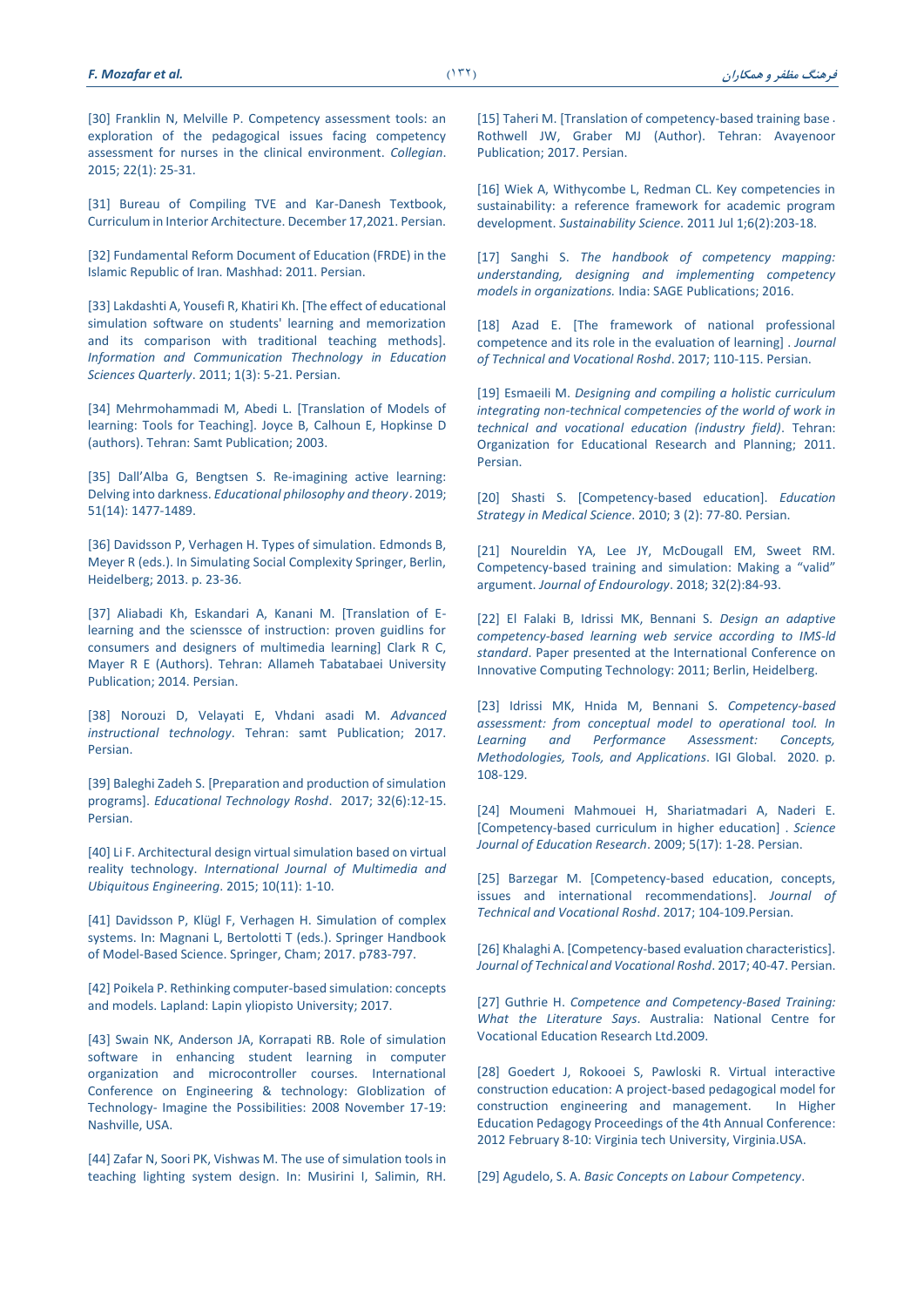[15] Taheri M. [Translation of competency-based training base . Rothwell JW, Graber MJ (Author). Tehran: Avayenoor Publication; 2017. Persian.

[16] Wiek A, Withycombe L, Redman CL. Key competencies in sustainability: a reference framework for academic program development. *Sustainability Science*. 2011 Jul 1;6(2):203-18.

[17] Sanghi S. *The handbook of competency mapping: understanding, designing and implementing competency models in organizations.* India: SAGE Publications; 2016.

[18] Azad E. [The framework of national professional competence and its role in the evaluation of learning] . *Journal of Technical and Vocational Roshd*. 2017; 110-115. Persian.

[19] Esmaeili M. *Designing and compiling a holistic curriculum integrating non-technical competencies of the world of work in technical and vocational education (industry field)*. Tehran: Organization for Educational Research and Planning; 2011. Persian.

[20] Shasti S. [Competency-based education]. *Education Strategy in Medical Science*. 2010; 3 (2): 77-80. Persian.

[21] Noureldin YA, Lee JY, McDougall EM, Sweet RM. Competency-based training and simulation: Making a "valid" argument. *Journal of Endourology*. 2018; 32(2):84-93.

[22] El Falaki B, Idrissi MK, Bennani S. *Design an adaptive competency-based learning web service according to IMS-ld standard*. Paper presented at the International Conference on Innovative Computing Technology: 2011; Berlin, Heidelberg.

[23] Idrissi MK, Hnida M, Bennani S. *Competency-based assessment: from conceptual model to operational tool. In Learning and Performance Assessment: Concepts, Methodologies, Tools, and Applications*. IGI Global. 2020. p. 108-129.

[24] Moumeni Mahmouei H, Shariatmadari A, Naderi E. [Competency-based curriculum in higher education] . *Science Journal of Education Research*. 2009; 5(17): 1-28. Persian.

[25] Barzegar M. [Competency-based education, concepts, issues and international recommendations]. *Journal of Technical and Vocational Roshd*. 2017; 104-109.Persian.

[26] Khalaghi A. [Competency-based evaluation characteristics]. *Journal of Technical and Vocational Roshd*. 2017; 40-47. Persian.

[27] Guthrie H. *Competence and Competency-Based Training: What the Literature Says*. Australia: National Centre for Vocational Education Research Ltd.2009.

[28] Goedert J, Rokooei S, Pawloski R. Virtual interactive construction education: A project-based pedagogical model for construction engineering and management. In Higher Education Pedagogy Proceedings of the 4th Annual Conference: 2012 February 8-10: Virginia tech University, Virginia.USA.

[29] Agudelo, S. A. *Basic Concepts on Labour Competency*.

[30] Franklin N, Melville P. Competency assessment tools: an exploration of the pedagogical issues facing competency assessment for nurses in the clinical environment. *Collegian*. 2015; 22(1): 25-31.

[31] Bureau of Compiling TVE and Kar-Danesh Textbook, Curriculum in Interior Architecture. December 17,2021. Persian.

[32] Fundamental Reform Document of Education (FRDE) in the Islamic Republic of Iran. Mashhad: 2011. Persian.

[33] Lakdashti A, Yousefi R, Khatiri Kh. [The effect of educational simulation software on students' learning and memorization and its comparison with traditional teaching methods]. *Information and Communication Thechnology in Education Sciences Quarterly*. 2011; 1(3): 5-21. Persian.

[34] Mehrmohammadi M, Abedi L. [Translation of Models of learning: Tools for Teaching]. Joyce B, Calhoun E, Hopkinse D (authors). Tehran: Samt Publication; 2003.

[35] Dall'Alba G, Bengtsen S. Re-imagining active learning: Delving into darkness. *Educational philosophy and theory*. 2019; 51(14): 1477-1489.

[36] Davidsson P, Verhagen H. Types of simulation. Edmonds B, Meyer R (eds.). In Simulating Social Complexity Springer, Berlin, Heidelberg; 2013. p. 23-36.

[37] Aliabadi Kh, Eskandari A, Kanani M. [Translation of E-learning and the scienssce of instruction: proven guidlins for consumers and designers of multimedia learning] Clark R C, Mayer R E (Authors). Tehran: Allameh Tabatabaei University Publication; 2014. Persian.

[38] Norouzi D, Velayati E, Vhdani asadi M. *Advanced instructional technology*. Tehran: samt Publication; 2017. Persian.

[39] Baleghi Zadeh S. [Preparation and production of simulation programs]. *Educational Technology Roshd*. 2017; 32(6):12-15. Persian.

[40] Li F. Architectural design virtual simulation based on virtual reality technology. *International Journal of Multimedia and Ubiquitous Engineering*. 2015; 10(11): 1-10.

[41] Davidsson P, Klügl F, Verhagen H. Simulation of complex systems. In: Magnani L, Bertolotti T (eds.). Springer Handbook of Model-Based Science. Springer, Cham; 2017. p783-797.

[42] Poikela P. Rethinking computer-based simulation: concepts and models. Lapland: Lapin yliopisto University; 2017.

[43] Swain NK, Anderson JA, Korrapati RB. Role of simulation software in enhancing student learning in computer organization and microcontroller courses. International Conference on Engineering & technology: Globlization of Technology- Imagine the Possibilities: 2008 November 17-19: Nashville, USA.

[44] Zafar N, Soori PK, Vishwas M. The use of simulation tools in teaching lighting system design. In: Musirini I, Salimin, RH.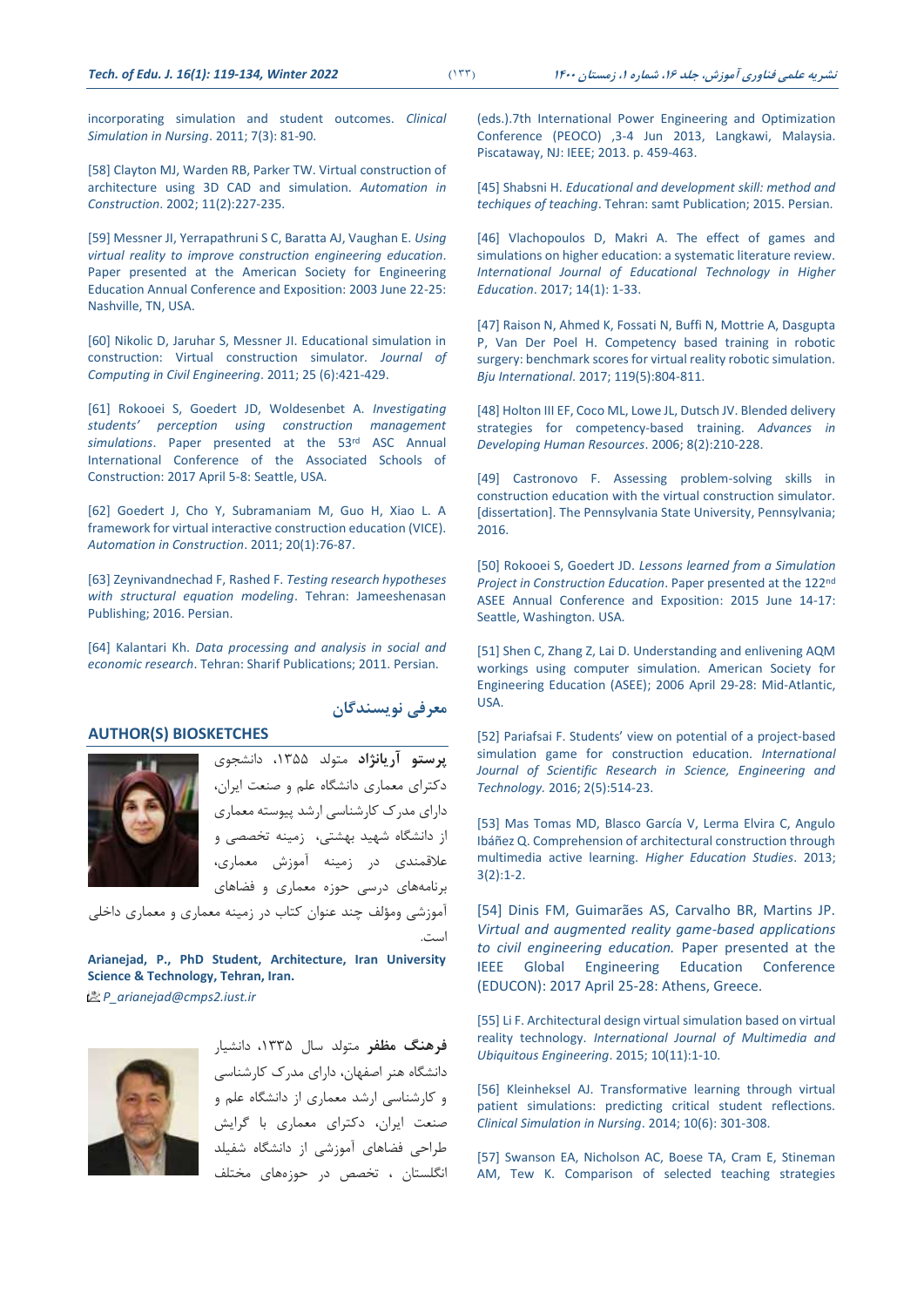incorporating simulation and student outcomes. *Clinical Simulation in Nursing*. 2011; 7(3): 81-90.

[58] Clayton MJ, Warden RB, Parker TW. Virtual construction of architecture using 3D CAD and simulation. *Automation in Construction*. 2002; 11(2):227-235.

[59] Messner JI, Yerrapathruni S C, Baratta AJ, Vaughan E. *Using virtual reality to improve construction engineering education*. Paper presented at the American Society for Engineering Education Annual Conference and Exposition: 2003 June 22-25: Nashville, TN, USA.

[60] Nikolic D, Jaruhar S, Messner JI. Educational simulation in construction: Virtual construction simulator. *Journal of Computing in Civil Engineering*. 2011; 25 (6):421-429.

[61] Rokooei S, Goedert JD, Woldesenbet A. *Investigating students' perception using construction management simulations*. Paper presented at the 53rd ASC Annual International Conference of the Associated Schools of Construction: 2017 April 5-8: Seattle, USA.

[62] Goedert J, Cho Y, Subramaniam M, Guo H, Xiao L. A framework for virtual interactive construction education (VICE). *Automation in Construction*. 2011; 20(1):76-87.

[63] Zeynivandnechad F, Rashed F. *Testing research hypotheses with structural equation modeling*. Tehran: Jameeshenasan Publishing; 2016. Persian.

[64] Kalantari Kh. *Data processing and analysis in social and economic research*. Tehran: Sharif Publications; 2011. Persian.

(eds.).7th International Power Engineering and Optimization Conference (PEOCO) ,3-4 Jun 2013, Langkawi, Malaysia. Piscataway, NJ: IEEE; 2013. p. 459-463.

[45] Shabsni H. *Educational and development skill: method and techiques of teaching*. Tehran: samt Publication; 2015. Persian.

[46] Vlachopoulos D, Makri A. The effect of games and simulations on higher education: a systematic literature review. *International Journal of Educational Technology in Higher Education*. 2017; 14(1): 1-33.

[47] Raison N, Ahmed K, Fossati N, Buffi N, Mottrie A, Dasgupta P, Van Der Poel H. Competency based training in robotic surgery: benchmark scores for virtual reality robotic simulation. *Bju International*. 2017; 119(5):804-811.

[48] Holton III EF, Coco ML, Lowe JL, Dutsch JV. Blended delivery strategies for competency-based training. *Advances in Developing Human Resources*. 2006; 8(2):210-228.

[49] Castronovo F. Assessing problem-solving skills in construction education with the virtual construction simulator. [dissertation]. The Pennsylvania State University, Pennsylvania; 2016.

[50] Rokooei S, Goedert JD. *Lessons learned from a Simulation Project in Construction Education*. Paper presented at the 122nd ASEE Annual Conference and Exposition: 2015 June 14-17: Seattle, Washington. USA.

[51] Shen C, Zhang Z, Lai D. Understanding and enlivening AQM workings using computer simulation. American Society for Engineering Education (ASEE); 2006 April 29-28: Mid-Atlantic, USA.

[52] Pariafsai F. Students' view on potential of a project-based simulation game for construction education. *International Journal of Scientific Research in Science, Engineering and Technology.* 2016; 2(5):514-23.

[53] Mas Tomas MD, Blasco García V, Lerma Elvira C, Angulo Ibáñez Q. Comprehension of architectural construction through multimedia active learning. *Higher Education Studies*. 2013; 3(2):1-2.

[54] Dinis FM, Guimarães AS, Carvalho BR, Martins JP. *Virtual and augmented reality game-based applications to civil engineering education.* Paper presented at the IEEE Global Engineering Education Conference (EDUCON): 2017 April 25-28: Athens, Greece.

[55] Li F. Architectural design virtual simulation based on virtual reality technology. *International Journal of Multimedia and Ubiquitous Engineering*. 2015; 10(11):1-10.

[56] Kleinheksel AJ. Transformative learning through virtual patient simulations: predicting critical student reflections. *Clinical Simulation in Nursing*. 2014; 10(6): 301-308.

[57] Swanson EA, Nicholson AC, Boese TA, Cram E, Stineman AM, Tew K. Comparison of selected teaching strategies

## معرفی نویسندگان

## AUTHOR(S) BIOSKETCHES

**پرستو آریانژاد** متولد ۱۳۵۵، دانشجوی دکترای معماری دانشگاه علم و صنعت ایران، دارای مدرک کارشناسی ارشد پیوسته معماری از دانشگاه شهید بهشتی، زمینه تخصصی و علاقمندی در زمینه آموزش معماری، برنامه‌های درسی حوزه معماری و فضاهای آموزشی ومؤلف چند عنوان کتاب در زمینه معماری و معماری داخلی است.

**Arianejad, P., PhD Student, Architecture, Iran University Science & Technology, Tehran, Iran.**

*P_arianejad@cmps2.iust.ir*

**فرهنگ مظفر** متولد سال ۱۳۳۵، دانشیار دانشگاه هنر اصفهان، دارای مدرک کارشناسی و کارشناسی ارشد معماری از دانشگاه علم و صنعت ایران، دکترای معماری با گرایش طراحی فضاهای آموزشی از دانشگاه شفیلد انگلستان ، تخصص در حوزه‌های مختلف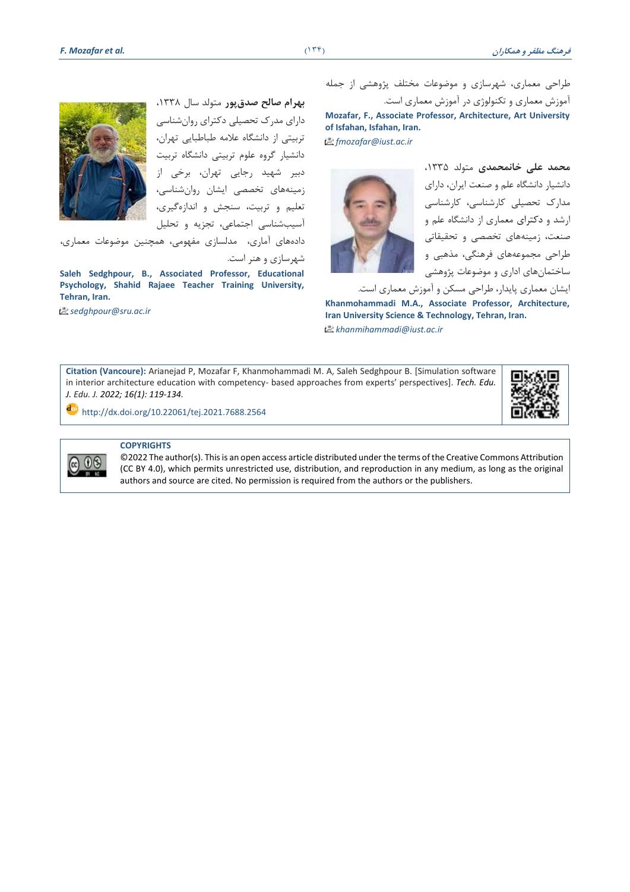طراحی معماری، شهرسازی و موضوعات مختلف پژوهشی از جمله آموزش معماری و تکنولوژی در آموزش معماری است.

**Mozafar, F., Associate Professor, Architecture, Art University of Isfahan, Isfahan, Iran.**

*fmozafar@iust.ac.ir*

**محمد علی خانمحمدی** متولد ۱۳۳۵، دانشیار دانشگاه علم و صنعت ایران، دارای مدارک تحصیلی کارشناسی، کارشناسی ارشد و دکترای معماری از دانشگاه علم و صنعت، زمینه‌های تخصصی و تحقیقاتی طراحی مجموعه‌های فرهنگی، مذهبی و ساختمان‌های اداری و موضوعات پژوهشی ایشان معماری پایدار، طراحی مسکن و آموزش معماری است.

**Khanmohammadi M.A., Associate Professor, Architecture, Iran University Science & Technology, Tehran, Iran.**

*khanmihammadi@iust.ac.ir*

**بهرام صالح صدق‌پور** متولد سال ۱۳۳۸، دارای مدرک تحصیلی دکترای روان‌شناسی تربیتی از دانشگاه علامه طباطبایی تهران، دانشیار گروه علوم تربیتی دانشگاه تربیت دبیر شهید رجایی تهران، برخی از زمینه‌های تخصصی ایشان روان‌شناسی، تعلیم و تربیت، سنجش و اندازه‌گیری، آسیب‌شناسی اجتماعی، تجزیه و تحلیل داده‌های آماری، مدلسازی مفهومی، همچنین موضوعات معماری، شهرسازی و هنر است.

**Saleh Sedghpour, B., Associated Professor, Educational Psychology, Shahid Rajaee Teacher Training University, Tehran, Iran.**

*sedghpour@sru.ac.ir*

**Citation (Vancoure):** Arianejad P, Mozafar F, Khanmohammadi M. A, Saleh Sedghpour B. [Simulation software in interior architecture education with competency- based approaches from experts' perspectives]. *Tech. Edu. J. Edu. J. 2022; 16(1): 119-134.*

http://dx.doi.org/10.22061/tej.2021.7688.2564

**COPYRIGHTS**

©2022 The author(s). This is an open access article distributed under the terms of the Creative Commons Attribution (CC BY 4.0), which permits unrestricted use, distribution, and reproduction in any medium, as long as the original authors and source are cited. No permission is required from the authors or the publishers.